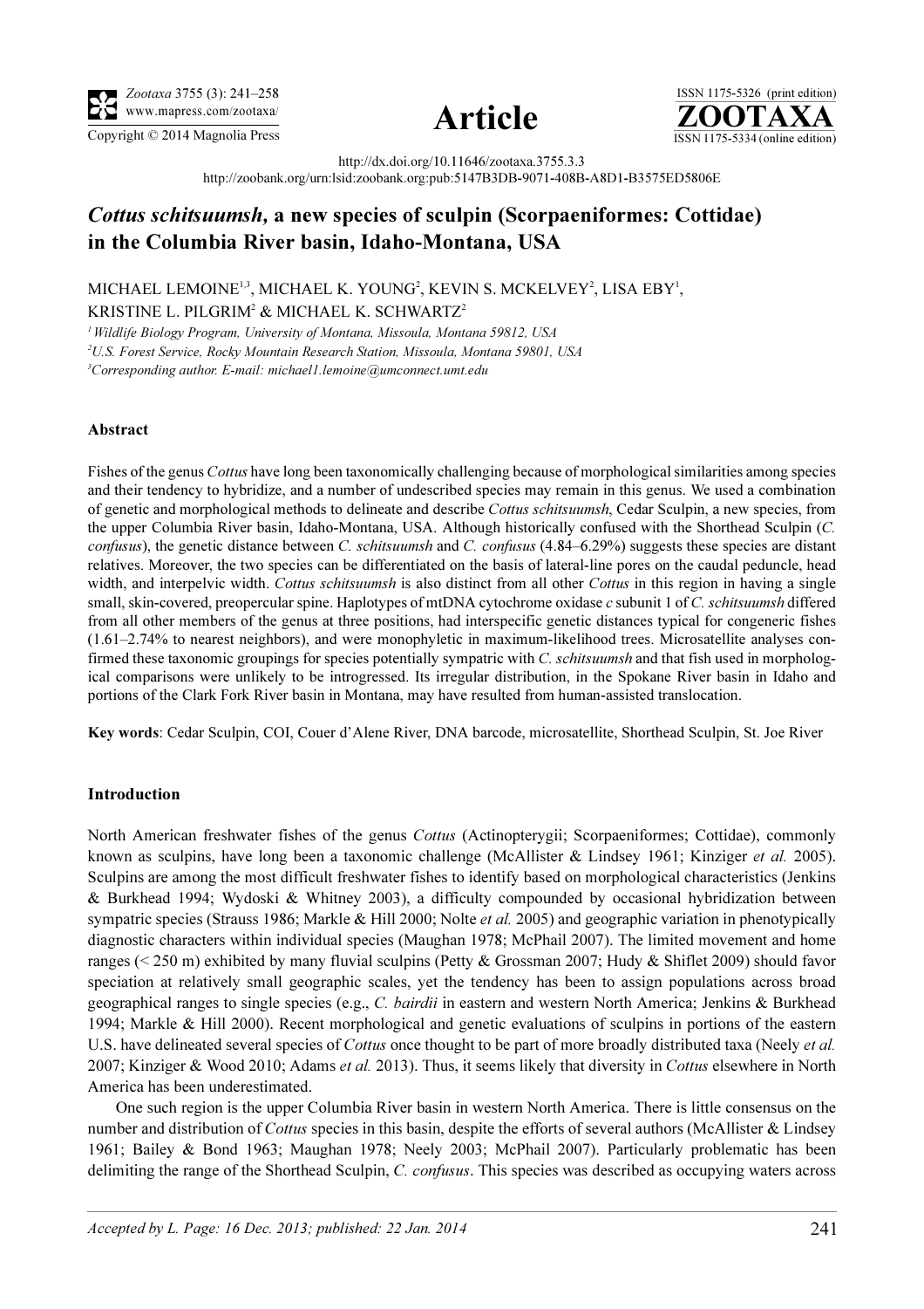http://dx.doi.org/10.11646/zootaxa.3755.3.3

http://zoobank.org/urn:lsid:zoobank.org:pub:5147B3DB-9071-408B-A8D1-B3575ED5806E

# *Cottus schitsuumsh*, a new species of sculpin (Scorpaeniformes: Cottidae) in the Columbia River basin, Idaho-Montana, USA

MICHAEL LEMOINE[1,3], MICHAEL K. YOUNG[2], KEVIN S. MCKELVEY[2], LISA EBY[1], KRISTINE L. PILGRIM[2] & MICHAEL K. SCHWARTZ[2]

[1] *Wildlife Biology Program, University of Montana, Missoula, Montana 59812, USA*

[2] *U.S. Forest Service, Rocky Mountain Research Station, Missoula, Montana 59801, USA*

[3] *Corresponding author. E-mail: michael1.lemoine@umconnect.umt.edu*

### Abstract

Fishes of the genus *Cottus* have long been taxonomically challenging because of morphological similarities among species and their tendency to hybridize, and a number of undescribed species may remain in this genus. We used a combination of genetic and morphological methods to delineate and describe *Cottus schitsuumsh*, Cedar Sculpin, a new species, from the upper Columbia River basin, Idaho-Montana, USA. Although historically confused with the Shorthead Sculpin (*C. confusus*), the genetic distance between *C. schitsuumsh* and *C. confusus* (4.84–6.29%) suggests these species are distant relatives. Moreover, the two species can be differentiated on the basis of lateral-line pores on the caudal peduncle, head width, and interpelvic width. *Cottus schitsuumsh* is also distinct from all other *Cottus* in this region in having a single small, skin-covered, preopercular spine. Haplotypes of mtDNA cytochrome oxidase *c* subunit 1 of *C. schitsuumsh* differed from all other members of the genus at three positions, had interspecific genetic distances typical for congeneric fishes (1.61–2.74% to nearest neighbors), and were monophyletic in maximum-likelihood trees. Microsatellite analyses confirmed these taxonomic groupings for species potentially sympatric with *C. schitsuumsh* and that fish used in morphological comparisons were unlikely to be introgressed. Its irregular distribution, in the Spokane River basin in Idaho and portions of the Clark Fork River basin in Montana, may have resulted from human-assisted translocation.

**Key words**: Cedar Sculpin, COI, Couer d'Alene River, DNA barcode, microsatellite, Shorthead Sculpin, St. Joe River

### Introduction

North American freshwater fishes of the genus *Cottus* (Actinopterygii; Scorpaeniformes; Cottidae), commonly known as sculpins, have long been a taxonomic challenge (McAllister & Lindsey 1961; Kinziger *et al.* 2005). Sculpins are among the most difficult freshwater fishes to identify based on morphological characteristics (Jenkins & Burkhead 1994; Wydoski & Whitney 2003), a difficulty compounded by occasional hybridization between sympatric species (Strauss 1986; Markle & Hill 2000; Nolte *et al.* 2005) and geographic variation in phenotypically diagnostic characters within individual species (Maughan 1978; McPhail 2007). The limited movement and home ranges (< 250 m) exhibited by many fluvial sculpins (Petty & Grossman 2007; Hudy & Shiflet 2009) should favor speciation at relatively small geographic scales, yet the tendency has been to assign populations across broad geographical ranges to single species (e.g., *C. bairdii* in eastern and western North America; Jenkins & Burkhead 1994; Markle & Hill 2000). Recent morphological and genetic evaluations of sculpins in portions of the eastern U.S. have delineated several species of *Cottus* once thought to be part of more broadly distributed taxa (Neely *et al.* 2007; Kinziger & Wood 2010; Adams *et al.* 2013). Thus, it seems likely that diversity in *Cottus* elsewhere in North America has been underestimated.

One such region is the upper Columbia River basin in western North America. There is little consensus on the number and distribution of *Cottus* species in this basin, despite the efforts of several authors (McAllister & Lindsey 1961; Bailey & Bond 1963; Maughan 1978; Neely 2003; McPhail 2007). Particularly problematic has been delimiting the range of the Shorthead Sculpin, *C. confusus*. This species was described as occupying waters across

*Accepted by L. Page: 16 Dec. 2013; published: 22 Jan. 2014*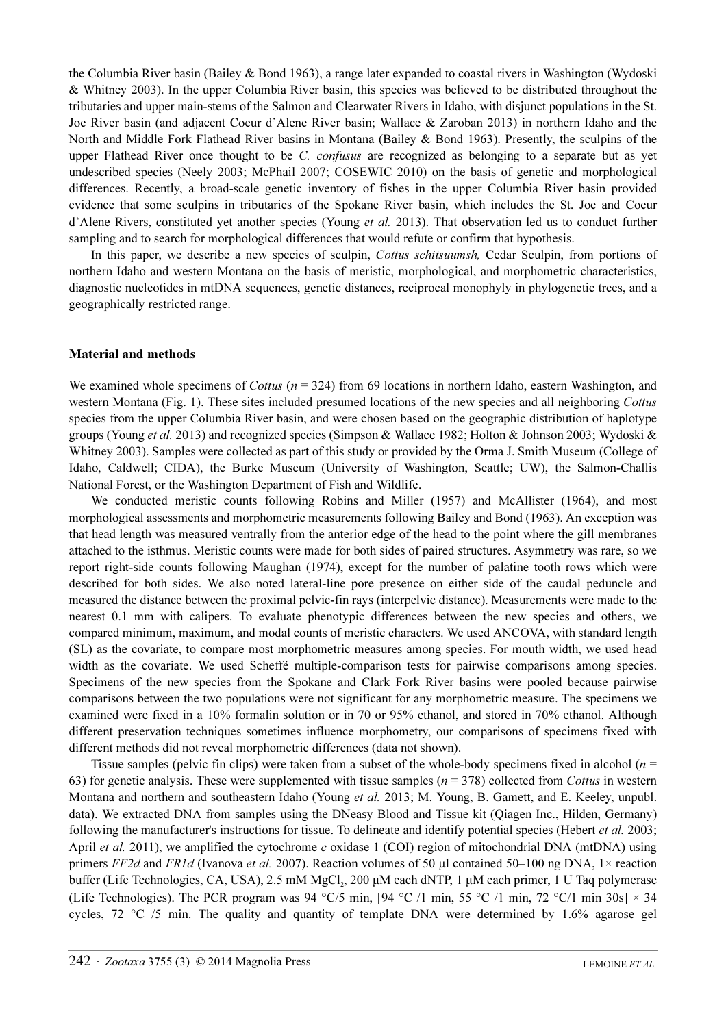the Columbia River basin (Bailey & Bond 1963), a range later expanded to coastal rivers in Washington (Wydoski & Whitney 2003). In the upper Columbia River basin, this species was believed to be distributed throughout the tributaries and upper main-stems of the Salmon and Clearwater Rivers in Idaho, with disjunct populations in the St. Joe River basin (and adjacent Coeur d'Alene River basin; Wallace & Zaroban 2013) in northern Idaho and the North and Middle Fork Flathead River basins in Montana (Bailey & Bond 1963). Presently, the sculpins of the upper Flathead River once thought to be *C. confusus* are recognized as belonging to a separate but as yet undescribed species (Neely 2003; McPhail 2007; COSEWIC 2010) on the basis of genetic and morphological differences. Recently, a broad-scale genetic inventory of fishes in the upper Columbia River basin provided evidence that some sculpins in tributaries of the Spokane River basin, which includes the St. Joe and Coeur d'Alene Rivers, constituted yet another species (Young *et al.* 2013). That observation led us to conduct further sampling and to search for morphological differences that would refute or confirm that hypothesis.

In this paper, we describe a new species of sculpin, *Cottus schitsuumsh,* Cedar Sculpin, from portions of northern Idaho and western Montana on the basis of meristic, morphological, and morphometric characteristics, diagnostic nucleotides in mtDNA sequences, genetic distances, reciprocal monophyly in phylogenetic trees, and a geographically restricted range.

## Material and methods

We examined whole specimens of *Cottus* ($n = 324$) from 69 locations in northern Idaho, eastern Washington, and western Montana (Fig. 1). These sites included presumed locations of the new species and all neighboring *Cottus* species from the upper Columbia River basin, and were chosen based on the geographic distribution of haplotype groups (Young *et al.* 2013) and recognized species (Simpson & Wallace 1982; Holton & Johnson 2003; Wydoski & Whitney 2003). Samples were collected as part of this study or provided by the Orma J. Smith Museum (College of Idaho, Caldwell; CIDA), the Burke Museum (University of Washington, Seattle; UW), the Salmon-Challis National Forest, or the Washington Department of Fish and Wildlife.

We conducted meristic counts following Robins and Miller (1957) and McAllister (1964), and most morphological assessments and morphometric measurements following Bailey and Bond (1963). An exception was that head length was measured ventrally from the anterior edge of the head to the point where the gill membranes attached to the isthmus. Meristic counts were made for both sides of paired structures. Asymmetry was rare, so we report right-side counts following Maughan (1974), except for the number of palatine tooth rows which were described for both sides. We also noted lateral-line pore presence on either side of the caudal peduncle and measured the distance between the proximal pelvic-fin rays (interpelvic distance). Measurements were made to the nearest 0.1 mm with calipers. To evaluate phenotypic differences between the new species and others, we compared minimum, maximum, and modal counts of meristic characters. We used ANCOVA, with standard length (SL) as the covariate, to compare most morphometric measures among species. For mouth width, we used head width as the covariate. We used Scheffé multiple-comparison tests for pairwise comparisons among species. Specimens of the new species from the Spokane and Clark Fork River basins were pooled because pairwise comparisons between the two populations were not significant for any morphometric measure. The specimens we examined were fixed in a 10% formalin solution or in 70 or 95% ethanol, and stored in 70% ethanol. Although different preservation techniques sometimes influence morphometry, our comparisons of specimens fixed with different methods did not reveal morphometric differences (data not shown).

Tissue samples (pelvic fin clips) were taken from a subset of the whole-body specimens fixed in alcohol ($n = 63$) for genetic analysis. These were supplemented with tissue samples ($n = 378$) collected from *Cottus* in western Montana and northern and southeastern Idaho (Young *et al.* 2013; M. Young, B. Gamett, and E. Keeley, unpubl. data). We extracted DNA from samples using the DNeasy Blood and Tissue kit (Qiagen Inc., Hilden, Germany) following the manufacturer's instructions for tissue. To delineate and identify potential species (Hebert *et al.* 2003; April *et al.* 2011), we amplified the cytochrome *c* oxidase 1 (COI) region of mitochondrial DNA (mtDNA) using primers *FF2d* and *FR1d* (Ivanova *et al.* 2007). Reaction volumes of 50 µl contained 50–100 ng DNA, 1× reaction buffer (Life Technologies, CA, USA), 2.5 mM $MgCl_2$, 200 µM each dNTP, 1 µM each primer, 1 U Taq polymerase (Life Technologies). The PCR program was 94 °C/5 min, [94 °C /1 min, 55 °C /1 min, 72 °C/1 min 30s] × 34 cycles, 72 °C /5 min. The quality and quantity of template DNA were determined by 1.6% agarose gel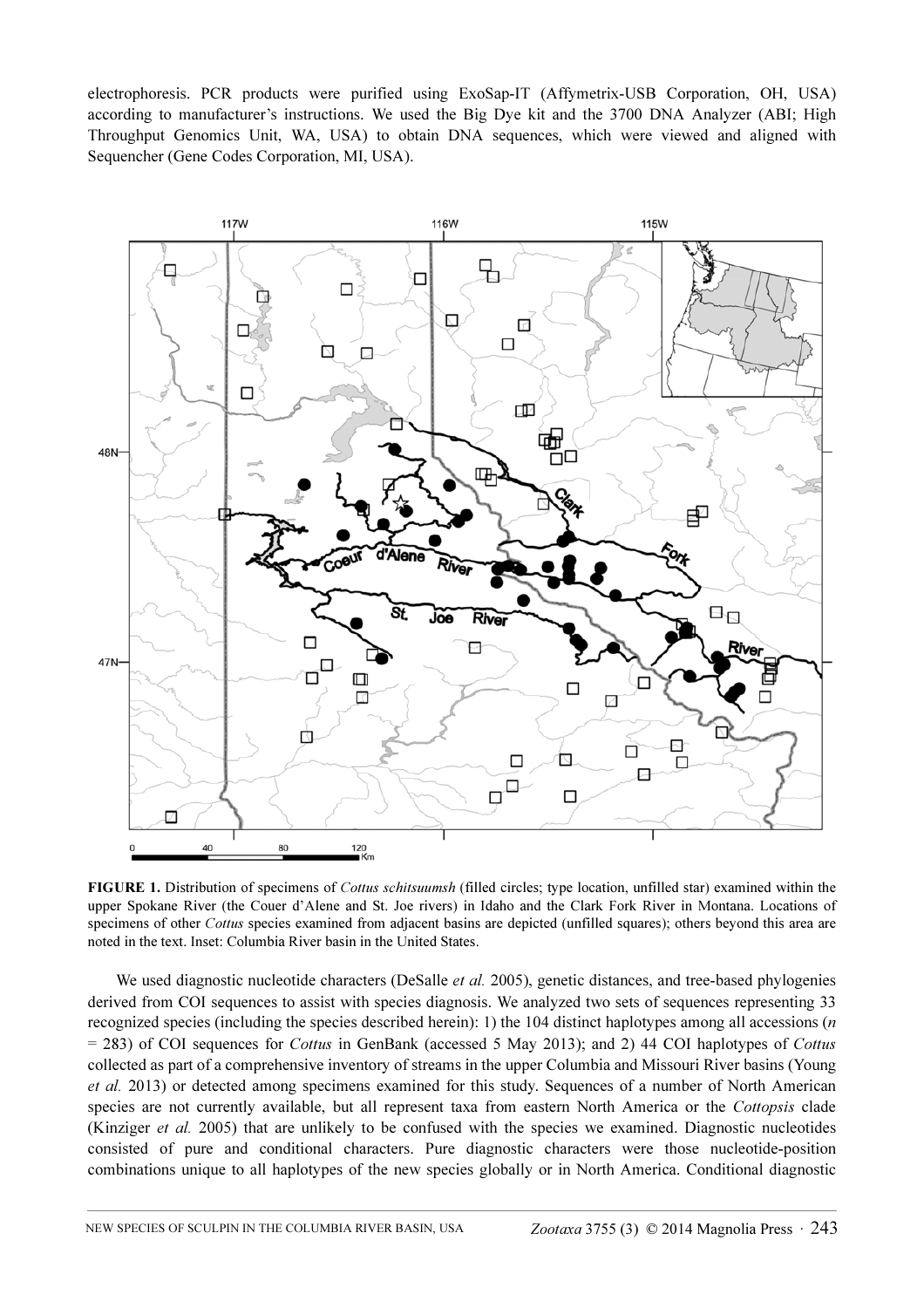electrophoresis. PCR products were purified using ExoSap-IT (Affymetrix-USB Corporation, OH, USA) according to manufacturer's instructions. We used the Big Dye kit and the 3700 DNA Analyzer (ABI; High Throughput Genomics Unit, WA, USA) to obtain DNA sequences, which were viewed and aligned with Sequencher (Gene Codes Corporation, MI, USA).

**FIGURE 1.** Distribution of specimens of *Cottus schitsuumsh* (filled circles; type location, unfilled star) examined within the upper Spokane River (the Couer d'Alene and St. Joe rivers) in Idaho and the Clark Fork River in Montana. Locations of specimens of other *Cottus* species examined from adjacent basins are depicted (unfilled squares); others beyond this area are noted in the text. Inset: Columbia River basin in the United States.

We used diagnostic nucleotide characters (DeSalle *et al.* 2005), genetic distances, and tree-based phylogenies derived from COI sequences to assist with species diagnosis. We analyzed two sets of sequences representing 33 recognized species (including the species described herein): 1) the 104 distinct haplotypes among all accessions ($n$ = 283) of COI sequences for *Cottus* in GenBank (accessed 5 May 2013); and 2) 44 COI haplotypes of *Cottus* collected as part of a comprehensive inventory of streams in the upper Columbia and Missouri River basins (Young *et al.* 2013) or detected among specimens examined for this study. Sequences of a number of North American species are not currently available, but all represent taxa from eastern North America or the *Cottopsis* clade (Kinziger *et al.* 2005) that are unlikely to be confused with the species we examined. Diagnostic nucleotides consisted of pure and conditional characters. Pure diagnostic characters were those nucleotide-position combinations unique to all haplotypes of the new species globally or in North America. Conditional diagnostic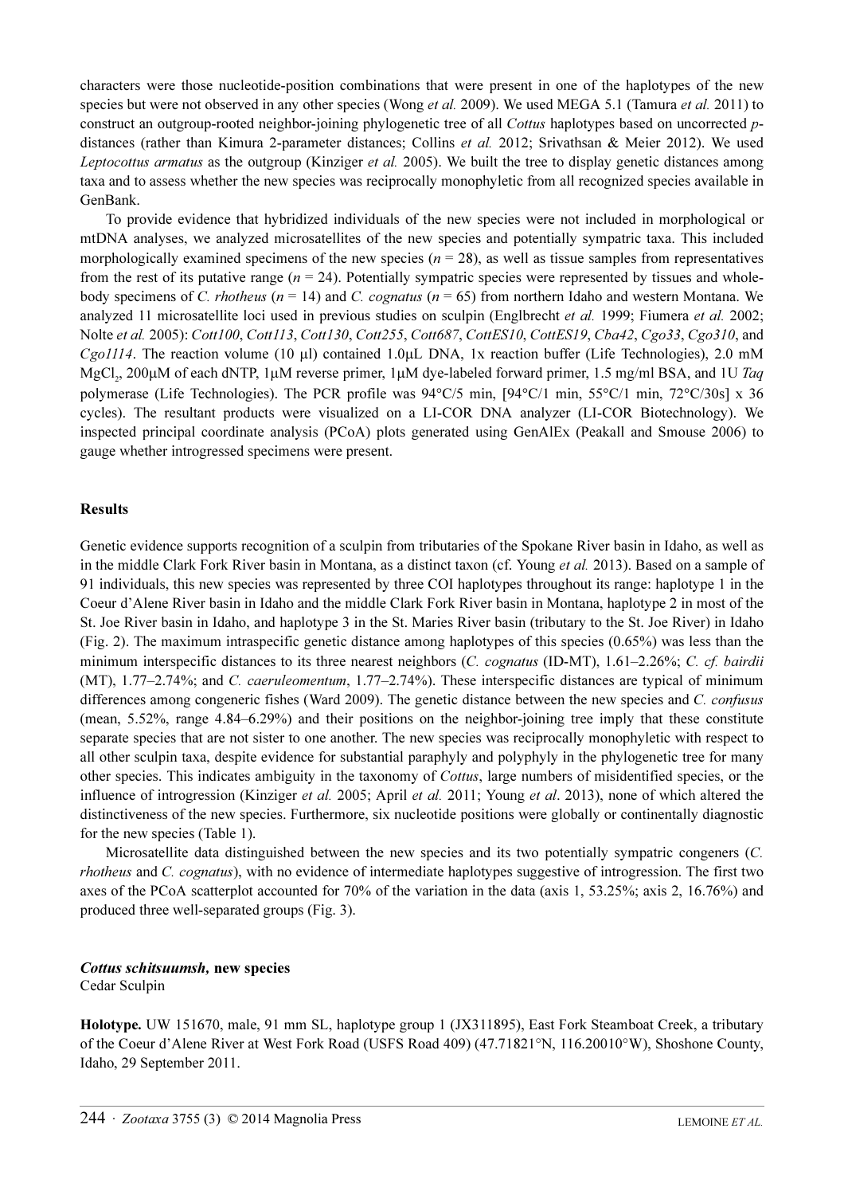characters were those nucleotide-position combinations that were present in one of the haplotypes of the new species but were not observed in any other species (Wong *et al.* 2009). We used MEGA 5.1 (Tamura *et al.* 2011) to construct an outgroup-rooted neighbor-joining phylogenetic tree of all *Cottus* haplotypes based on uncorrected *p*-distances (rather than Kimura 2-parameter distances; Collins *et al.* 2012; Srivathsan & Meier 2012). We used *Leptocottus armatus* as the outgroup (Kinziger *et al.* 2005). We built the tree to display genetic distances among taxa and to assess whether the new species was reciprocally monophyletic from all recognized species available in GenBank.

To provide evidence that hybridized individuals of the new species were not included in morphological or mtDNA analyses, we analyzed microsatellites of the new species and potentially sympatric taxa. This included morphologically examined specimens of the new species ($n = 28$), as well as tissue samples from representatives from the rest of its putative range ($n = 24$). Potentially sympatric species were represented by tissues and whole-body specimens of *C. rhotheus* ($n = 14$) and *C. cognatus* ($n = 65$) from northern Idaho and western Montana. We analyzed 11 microsatellite loci used in previous studies on sculpin (Englbrecht *et al.* 1999; Fiumera *et al.* 2002; Nolte *et al.* 2005): *Cott100*, *Cott113*, *Cott130*, *Cott255*, *Cott687*, *CottES10*, *CottES19*, *Cba42*, *Cgo33*, *Cgo310*, and *Cgo1114*. The reaction volume (10 μl) contained 1.0μL DNA, 1x reaction buffer (Life Technologies), 2.0 mM $MgCl_2$, 200μM of each dNTP, 1μM reverse primer, 1μM dye-labeled forward primer, 1.5 mg/ml BSA, and 1U *Taq* polymerase (Life Technologies). The PCR profile was 94°C/5 min, [94°C/1 min, 55°C/1 min, 72°C/30s] x 36 cycles). The resultant products were visualized on a LI-COR DNA analyzer (LI-COR Biotechnology). We inspected principal coordinate analysis (PCoA) plots generated using GenAlEx (Peakall and Smouse 2006) to gauge whether introgressed specimens were present.

## Results

Genetic evidence supports recognition of a sculpin from tributaries of the Spokane River basin in Idaho, as well as in the middle Clark Fork River basin in Montana, as a distinct taxon (cf. Young *et al.* 2013). Based on a sample of 91 individuals, this new species was represented by three COI haplotypes throughout its range: haplotype 1 in the Coeur d'Alene River basin in Idaho and the middle Clark Fork River basin in Montana, haplotype 2 in most of the St. Joe River basin in Idaho, and haplotype 3 in the St. Maries River basin (tributary to the St. Joe River) in Idaho (Fig. 2). The maximum intraspecific genetic distance among haplotypes of this species (0.65%) was less than the minimum interspecific distances to its three nearest neighbors (*C. cognatus* (ID-MT), 1.61–2.26%; *C. cf. bairdii* (MT), 1.77–2.74%; and *C. caeruleomentum*, 1.77–2.74%). These interspecific distances are typical of minimum differences among congeneric fishes (Ward 2009). The genetic distance between the new species and *C. confusus* (mean, 5.52%, range 4.84–6.29%) and their positions on the neighbor-joining tree imply that these constitute separate species that are not sister to one another. The new species was reciprocally monophyletic with respect to all other sculpin taxa, despite evidence for substantial paraphyly and polyphyly in the phylogenetic tree for many other species. This indicates ambiguity in the taxonomy of *Cottus*, large numbers of misidentified species, or the influence of introgression (Kinziger *et al.* 2005; April *et al.* 2011; Young *et al*. 2013), none of which altered the distinctiveness of the new species. Furthermore, six nucleotide positions were globally or continentally diagnostic for the new species (Table 1).

Microsatellite data distinguished between the new species and its two potentially sympatric congeners (*C. rhotheus* and *C. cognatus*), with no evidence of intermediate haplotypes suggestive of introgression. The first two axes of the PCoA scatterplot accounted for 70% of the variation in the data (axis 1, 53.25%; axis 2, 16.76%) and produced three well-separated groups (Fig. 3).

### *Cottus schitsuumsh*, new species

Cedar Sculpin

**Holotype.** UW 151670, male, 91 mm SL, haplotype group 1 (JX311895), East Fork Steamboat Creek, a tributary of the Coeur d'Alene River at West Fork Road (USFS Road 409) (47.71821°N, 116.20010°W), Shoshone County, Idaho, 29 September 2011.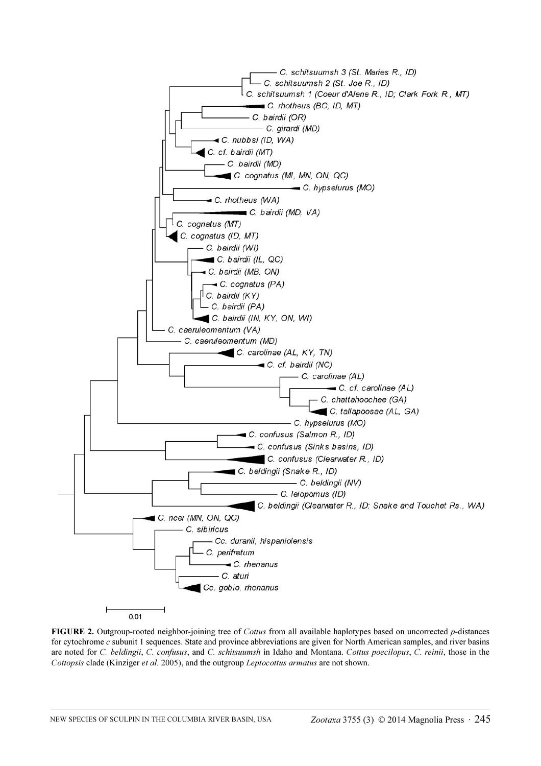**FIGURE 2.** Outgroup-rooted neighbor-joining tree of *Cottus* from all available haplotypes based on uncorrected *p*-distances for cytochrome *c* subunit 1 sequences. State and province abbreviations are given for North American samples, and river basins are noted for *C. beldingii*, *C. confusus*, and *C. schitsuumsh* in Idaho and Montana. *Cottus poecilopus*, *C. reinii*, those in the *Cottopsis* clade (Kinziger *et al.* 2005), and the outgroup *Leptocottus armatus* are not shown.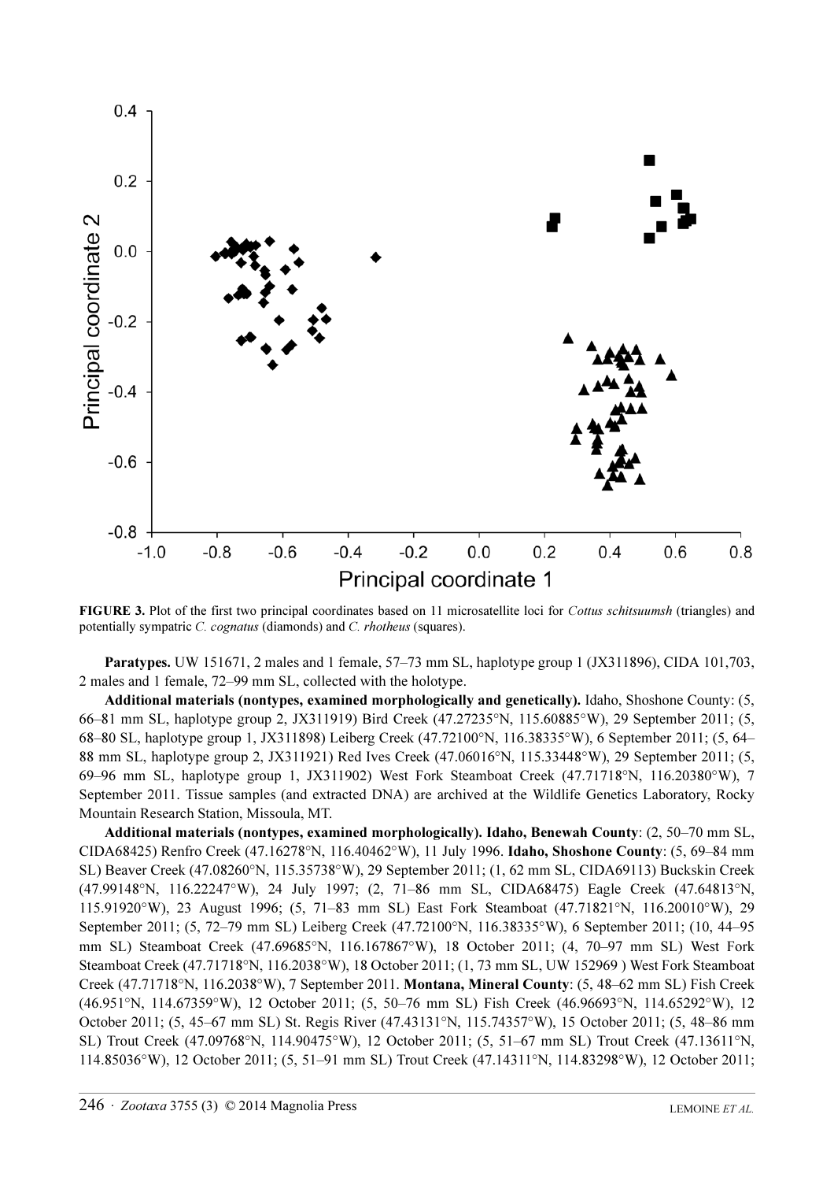**FIGURE 3.** Plot of the first two principal coordinates based on 11 microsatellite loci for *Cottus schitsuumsh* (triangles) and potentially sympatric *C. cognatus* (diamonds) and *C. rhotheus* (squares).

**Paratypes.** UW 151671, 2 males and 1 female, 57–73 mm SL, haplotype group 1 (JX311896), CIDA 101,703, 2 males and 1 female, 72–99 mm SL, collected with the holotype.

**Additional materials (nontypes, examined morphologically and genetically).** Idaho, Shoshone County: (5, 66–81 mm SL, haplotype group 2, JX311919) Bird Creek (47.27235°N, 115.60885°W), 29 September 2011; (5, 68–80 SL, haplotype group 1, JX311898) Leiberg Creek (47.72100°N, 116.38335°W), 6 September 2011; (5, 64–88 mm SL, haplotype group 2, JX311921) Red Ives Creek (47.06016°N, 115.33448°W), 29 September 2011; (5, 69–96 mm SL, haplotype group 1, JX311902) West Fork Steamboat Creek (47.71718°N, 116.20380°W), 7 September 2011. Tissue samples (and extracted DNA) are archived at the Wildlife Genetics Laboratory, Rocky Mountain Research Station, Missoula, MT.

**Additional materials (nontypes, examined morphologically). Idaho, Benewah County**: (2, 50–70 mm SL, CIDA68425) Renfro Creek (47.16278°N, 116.40462°W), 11 July 1996. **Idaho, Shoshone County**: (5, 69–84 mm SL) Beaver Creek (47.08260°N, 115.35738°W), 29 September 2011; (1, 62 mm SL, CIDA69113) Buckskin Creek (47.99148°N, 116.22247°W), 24 July 1997; (2, 71–86 mm SL, CIDA68475) Eagle Creek (47.64813°N, 115.91920°W), 23 August 1996; (5, 71–83 mm SL) East Fork Steamboat (47.71821°N, 116.20010°W), 29 September 2011; (5, 72–79 mm SL) Leiberg Creek (47.72100°N, 116.38335°W), 6 September 2011; (10, 44–95 mm SL) Steamboat Creek (47.69685°N, 116.167867°W), 18 October 2011; (4, 70–97 mm SL) West Fork Steamboat Creek (47.71718°N, 116.2038°W), 18 October 2011; (1, 73 mm SL, UW 152969 ) West Fork Steamboat Creek (47.71718°N, 116.2038°W), 7 September 2011. **Montana, Mineral County**: (5, 48–62 mm SL) Fish Creek (46.951°N, 114.67359°W), 12 October 2011; (5, 50–76 mm SL) Fish Creek (46.96693°N, 114.65292°W), 12 October 2011; (5, 45–67 mm SL) St. Regis River (47.43131°N, 115.74357°W), 15 October 2011; (5, 48–86 mm SL) Trout Creek (47.09768°N, 114.90475°W), 12 October 2011; (5, 51–67 mm SL) Trout Creek (47.13611°N, 114.85036°W), 12 October 2011; (5, 51–91 mm SL) Trout Creek (47.14311°N, 114.83298°W), 12 October 2011;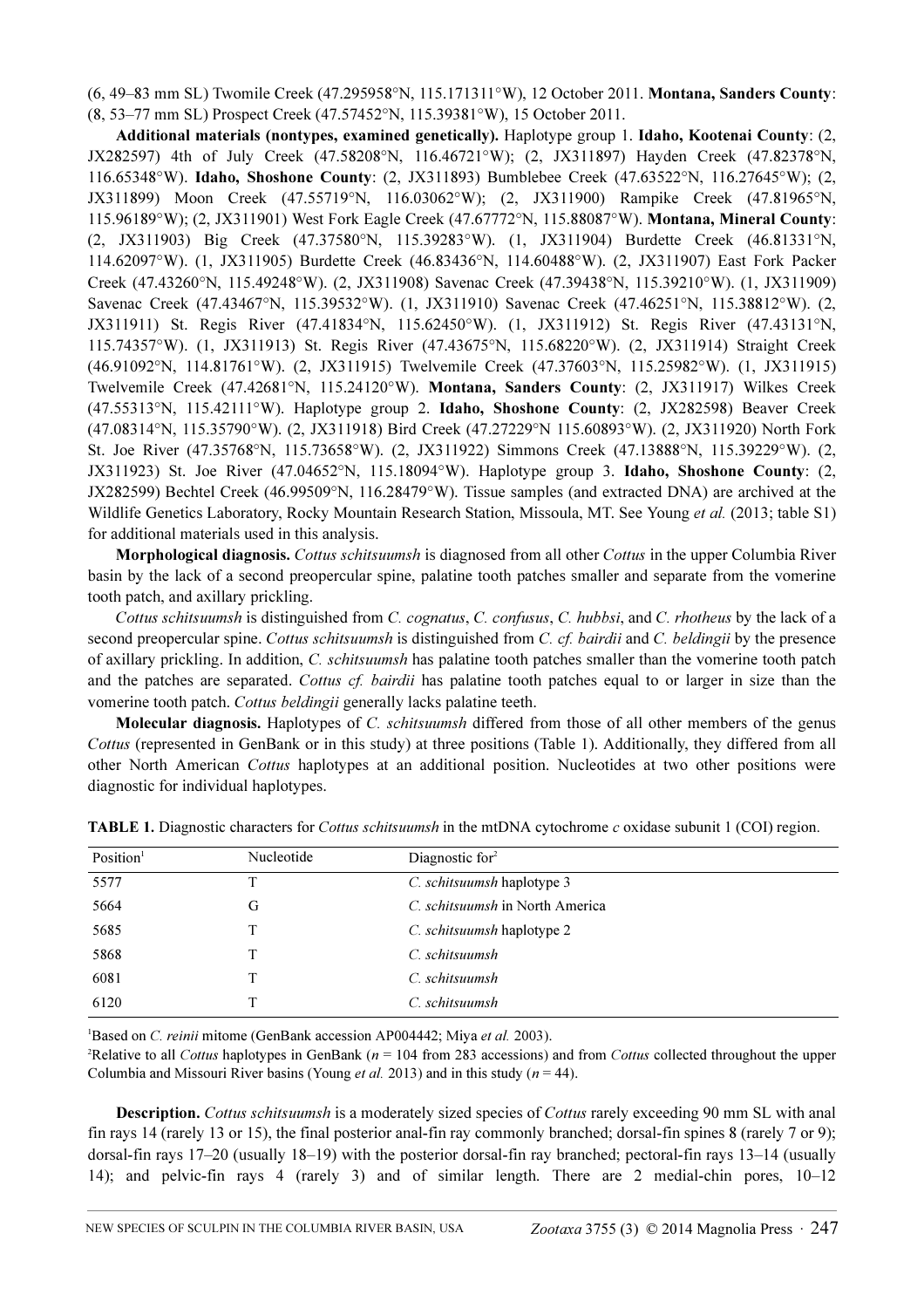(6, 49–83 mm SL) Twomile Creek (47.295958°N, 115.171311°W), 12 October 2011. **Montana, Sanders County**: (8, 53–77 mm SL) Prospect Creek (47.57452°N, 115.39381°W), 15 October 2011.

**Additional materials (nontypes, examined genetically).** Haplotype group 1. **Idaho, Kootenai County**: (2, JX282597) 4th of July Creek (47.58208°N, 116.46721°W); (2, JX311897) Hayden Creek (47.82378°N, 116.65348°W). **Idaho, Shoshone County**: (2, JX311893) Bumblebee Creek (47.63522°N, 116.27645°W); (2, JX311899) Moon Creek (47.55719°N, 116.03062°W); (2, JX311900) Rampike Creek (47.81965°N, 115.96189°W); (2, JX311901) West Fork Eagle Creek (47.67772°N, 115.88087°W). **Montana, Mineral County**: (2, JX311903) Big Creek (47.37580°N, 115.39283°W). (1, JX311904) Burdette Creek (46.81331°N, 114.62097°W). (1, JX311905) Burdette Creek (46.83436°N, 114.60488°W). (2, JX311907) East Fork Packer Creek (47.43260°N, 115.49248°W). (2, JX311908) Savenac Creek (47.39438°N, 115.39210°W). (1, JX311909) Savenac Creek (47.43467°N, 115.39532°W). (1, JX311910) Savenac Creek (47.46251°N, 115.38812°W). (2, JX311911) St. Regis River (47.41834°N, 115.62450°W). (1, JX311912) St. Regis River (47.43131°N, 115.74357°W). (1, JX311913) St. Regis River (47.43675°N, 115.68220°W). (2, JX311914) Straight Creek (46.91092°N, 114.81761°W). (2, JX311915) Twelvemile Creek (47.37603°N, 115.25982°W). (1, JX311915) Twelvemile Creek (47.42681°N, 115.24120°W). **Montana, Sanders County**: (2, JX311917) Wilkes Creek (47.55313°N, 115.42111°W). Haplotype group 2. **Idaho, Shoshone County**: (2, JX282598) Beaver Creek (47.08314°N, 115.35790°W). (2, JX311918) Bird Creek (47.27229°N 115.60893°W). (2, JX311920) North Fork St. Joe River (47.35768°N, 115.73658°W). (2, JX311922) Simmons Creek (47.13888°N, 115.39229°W). (2, JX311923) St. Joe River (47.04652°N, 115.18094°W). Haplotype group 3. **Idaho, Shoshone County**: (2, JX282599) Bechtel Creek (46.99509°N, 116.28479°W). Tissue samples (and extracted DNA) are archived at the Wildlife Genetics Laboratory, Rocky Mountain Research Station, Missoula, MT. See Young *et al.* (2013; table S1) for additional materials used in this analysis.

**Morphological diagnosis.** *Cottus schitsuumsh* is diagnosed from all other *Cottus* in the upper Columbia River basin by the lack of a second preopercular spine, palatine tooth patches smaller and separate from the vomerine tooth patch, and axillary prickling.

*Cottus schitsuumsh* is distinguished from *C. cognatus*, *C. confusus*, *C. hubbsi*, and *C. rhotheus* by the lack of a second preopercular spine. *Cottus schitsuumsh* is distinguished from *C. cf. bairdii* and *C. beldingii* by the presence of axillary prickling. In addition, *C. schitsuumsh* has palatine tooth patches smaller than the vomerine tooth patch and the patches are separated. *Cottus cf. bairdii* has palatine tooth patches equal to or larger in size than the vomerine tooth patch. *Cottus beldingii* generally lacks palatine teeth.

**Molecular diagnosis.** Haplotypes of *C. schitsuumsh* differed from those of all other members of the genus *Cottus* (represented in GenBank or in this study) at three positions (Table 1). Additionally, they differed from all other North American *Cottus* haplotypes at an additional position. Nucleotides at two other positions were diagnostic for individual haplotypes.

**TABLE 1.** Diagnostic characters for *Cottus schitsuumsh* in the mtDNA cytochrome *c* oxidase subunit 1 (COI) region.

| Position[1] | Nucleotide | Diagnostic for[2] |
|---|---|---|
| 5577 | T | *C. schitsuumsh* haplotype 3 |
| 5664 | G | *C. schitsuumsh* in North America |
| 5685 | T | *C. schitsuumsh* haplotype 2 |
| 5868 | T | *C. schitsuumsh* |
| 6081 | T | *C. schitsuumsh* |
| 6120 | T | *C. schitsuumsh* |

[1]Based on *C. reinii* mitome (GenBank accession AP004442; Miya *et al.* 2003).

[2]Relative to all *Cottus* haplotypes in GenBank ($n$ = 104 from 283 accessions) and from *Cottus* collected throughout the upper Columbia and Missouri River basins (Young *et al.* 2013) and in this study ($n$ = 44).

**Description.** *Cottus schitsuumsh* is a moderately sized species of *Cottus* rarely exceeding 90 mm SL with anal fin rays 14 (rarely 13 or 15), the final posterior anal-fin ray commonly branched; dorsal-fin spines 8 (rarely 7 or 9); dorsal-fin rays 17–20 (usually 18–19) with the posterior dorsal-fin ray branched; pectoral-fin rays 13–14 (usually 14); and pelvic-fin rays 4 (rarely 3) and of similar length. There are 2 medial-chin pores, 10–12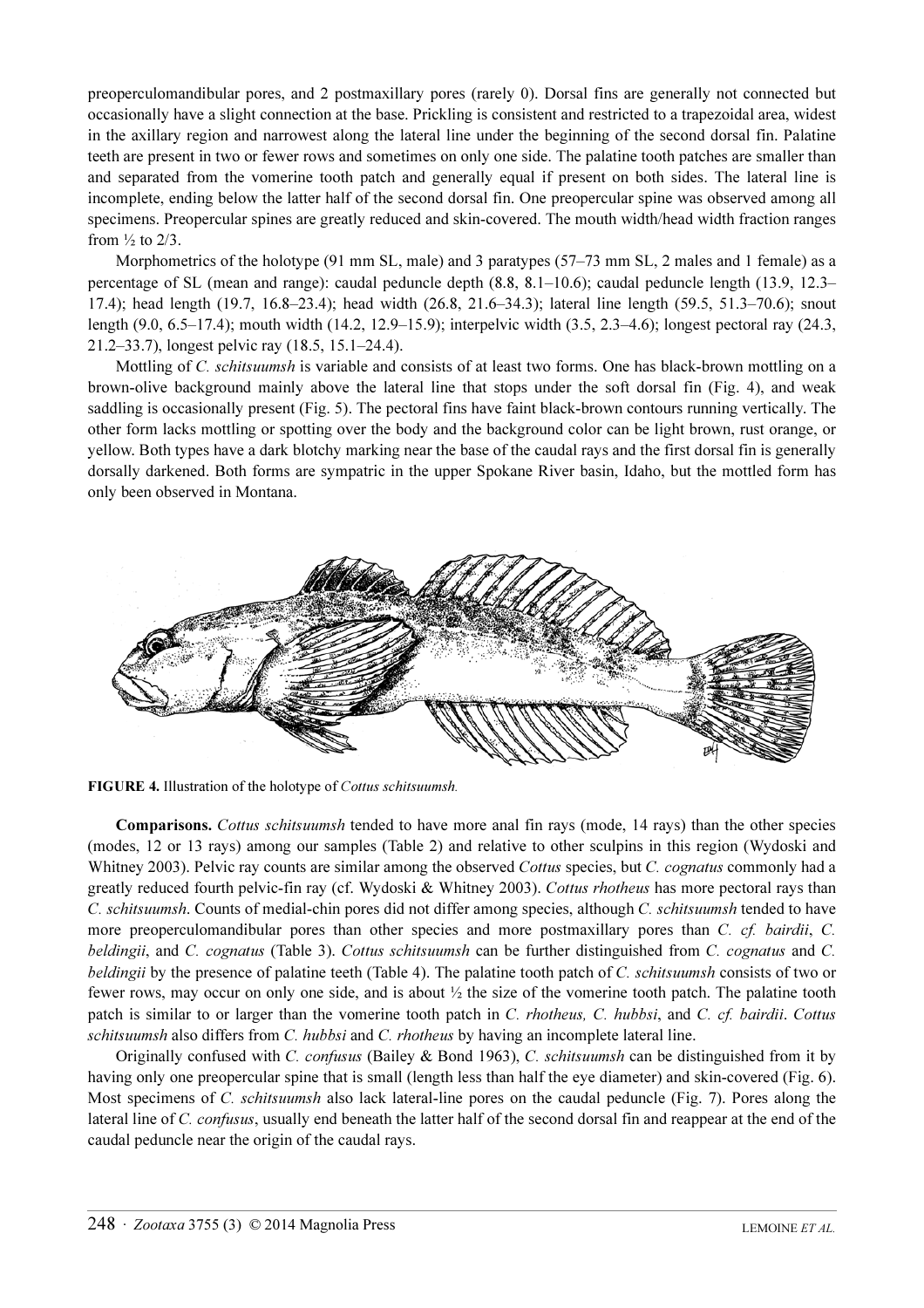preoperculomandibular pores, and 2 postmaxillary pores (rarely 0). Dorsal fins are generally not connected but occasionally have a slight connection at the base. Prickling is consistent and restricted to a trapezoidal area, widest in the axillary region and narrowest along the lateral line under the beginning of the second dorsal fin. Palatine teeth are present in two or fewer rows and sometimes on only one side. The palatine tooth patches are smaller than and separated from the vomerine tooth patch and generally equal if present on both sides. The lateral line is incomplete, ending below the latter half of the second dorsal fin. One preopercular spine was observed among all specimens. Preopercular spines are greatly reduced and skin-covered. The mouth width/head width fraction ranges from ½ to 2/3.

Morphometrics of the holotype (91 mm SL, male) and 3 paratypes (57–73 mm SL, 2 males and 1 female) as a percentage of SL (mean and range): caudal peduncle depth (8.8, 8.1–10.6); caudal peduncle length (13.9, 12.3–17.4); head length (19.7, 16.8–23.4); head width (26.8, 21.6–34.3); lateral line length (59.5, 51.3–70.6); snout length (9.0, 6.5–17.4); mouth width (14.2, 12.9–15.9); interpelvic width (3.5, 2.3–4.6); longest pectoral ray (24.3, 21.2–33.7), longest pelvic ray (18.5, 15.1–24.4).

Mottling of *C. schitsuumsh* is variable and consists of at least two forms. One has black-brown mottling on a brown-olive background mainly above the lateral line that stops under the soft dorsal fin (Fig. 4), and weak saddling is occasionally present (Fig. 5). The pectoral fins have faint black-brown contours running vertically. The other form lacks mottling or spotting over the body and the background color can be light brown, rust orange, or yellow. Both types have a dark blotchy marking near the base of the caudal rays and the first dorsal fin is generally dorsally darkened. Both forms are sympatric in the upper Spokane River basin, Idaho, but the mottled form has only been observed in Montana.

**FIGURE 4.** Illustration of the holotype of *Cottus schitsuumsh.*

**Comparisons.** *Cottus schitsuumsh* tended to have more anal fin rays (mode, 14 rays) than the other species (modes, 12 or 13 rays) among our samples (Table 2) and relative to other sculpins in this region (Wydoski and Whitney 2003). Pelvic ray counts are similar among the observed *Cottus* species, but *C. cognatus* commonly had a greatly reduced fourth pelvic-fin ray (cf. Wydoski & Whitney 2003). *Cottus rhotheus* has more pectoral rays than *C. schitsuumsh*. Counts of medial-chin pores did not differ among species, although *C. schitsuumsh* tended to have more preoperculomandibular pores than other species and more postmaxillary pores than *C. cf. bairdii*, *C. beldingii*, and *C. cognatus* (Table 3). *Cottus schitsuumsh* can be further distinguished from *C. cognatus* and *C. beldingii* by the presence of palatine teeth (Table 4). The palatine tooth patch of *C. schitsuumsh* consists of two or fewer rows, may occur on only one side, and is about ½ the size of the vomerine tooth patch. The palatine tooth patch is similar to or larger than the vomerine tooth patch in *C. rhotheus, C. hubbsi*, and *C. cf. bairdii*. *Cottus schitsuumsh* also differs from *C. hubbsi* and *C. rhotheus* by having an incomplete lateral line.

Originally confused with *C. confusus* (Bailey & Bond 1963), *C. schitsuumsh* can be distinguished from it by having only one preopercular spine that is small (length less than half the eye diameter) and skin-covered (Fig. 6). Most specimens of *C. schitsuumsh* also lack lateral-line pores on the caudal peduncle (Fig. 7). Pores along the lateral line of *C. confusus*, usually end beneath the latter half of the second dorsal fin and reappear at the end of the caudal peduncle near the origin of the caudal rays.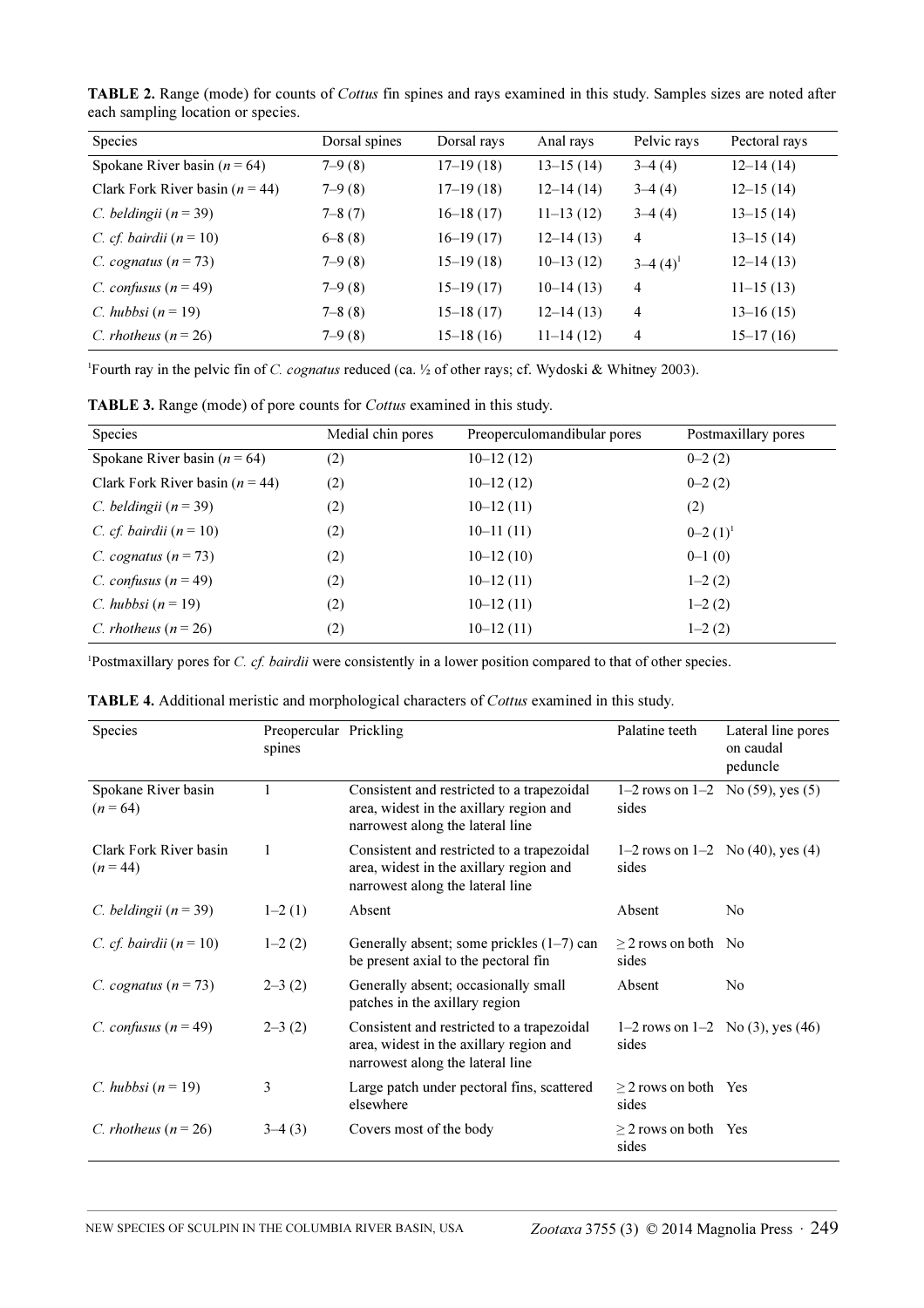**TABLE 2.** Range (mode) for counts of *Cottus* fin spines and rays examined in this study. Samples sizes are noted after each sampling location or species.

| Species | Dorsal spines | Dorsal rays | Anal rays | Pelvic rays | Pectoral rays |
|---|---|---|---|---|---|
| Spokane River basin ($n = 64$) | 7–9 (8) | 17–19 (18) | 13–15 (14) | 3–4 (4) | 12–14 (14) |
| Clark Fork River basin ($n = 44$) | 7–9 (8) | 17–19 (18) | 12–14 (14) | 3–4 (4) | 12–15 (14) |
| *C. beldingii* ($n = 39$) | 7–8 (7) | 16–18 (17) | 11–13 (12) | 3–4 (4) | 13–15 (14) |
| *C. cf. bairdii* ($n = 10$) | 6–8 (8) | 16–19 (17) | 12–14 (13) | 4 | 13–15 (14) |
| *C. cognatus* ($n = 73$) | 7–9 (8) | 15–19 (18) | 10–13 (12) | 3–4 (4)[1] | 12–14 (13) |
| *C. confusus* ($n = 49$) | 7–9 (8) | 15–19 (17) | 10–14 (13) | 4 | 11–15 (13) |
| *C. hubbsi* ($n = 19$) | 7–8 (8) | 15–18 (17) | 12–14 (13) | 4 | 13–16 (15) |
| *C. rhotheus* ($n = 26$) | 7–9 (8) | 15–18 (16) | 11–14 (12) | 4 | 15–17 (16) |

[1]Fourth ray in the pelvic fin of *C. cognatus* reduced (ca. ½ of other rays; cf. Wydoski & Whitney 2003).

**TABLE 3.** Range (mode) of pore counts for *Cottus* examined in this study.

| Species | Medial chin pores | Preoperculomandibular pores | Postmaxillary pores |
|---|---|---|---|
| Spokane River basin ($n = 64$) | (2) | 10–12 (12) | 0–2 (2) |
| Clark Fork River basin ($n = 44$) | (2) | 10–12 (12) | 0–2 (2) |
| *C. beldingii* ($n = 39$) | (2) | 10–12 (11) | (2) |
| *C. cf. bairdii* ($n = 10$) | (2) | 10–11 (11) | 0–2 (1)[1] |
| *C. cognatus* ($n = 73$) | (2) | 10–12 (10) | 0–1 (0) |
| *C. confusus* ($n = 49$) | (2) | 10–12 (11) | 1–2 (2) |
| *C. hubbsi* ($n = 19$) | (2) | 10–12 (11) | 1–2 (2) |
| *C. rhotheus* ($n = 26$) | (2) | 10–12 (11) | 1–2 (2) |

[1]Postmaxillary pores for *C. cf. bairdii* were consistently in a lower position compared to that of other species.

**TABLE 4.** Additional meristic and morphological characters of *Cottus* examined in this study.

| Species | Preopercular spines | Prickling | Palatine teeth | Lateral line pores on caudal peduncle |
|---|---|---|---|---|
| Spokane River basin ($n = 64$) | 1 | Consistent and restricted to a trapezoidal area, widest in the axillary region and narrowest along the lateral line | 1–2 rows on 1–2 sides | No (59), yes (5) |
| Clark Fork River basin ($n = 44$) | 1 | Consistent and restricted to a trapezoidal area, widest in the axillary region and narrowest along the lateral line | 1–2 rows on 1–2 sides | No (40), yes (4) |
| *C. beldingii* ($n = 39$) | 1–2 (1) | Absent | Absent | No |
| *C. cf. bairdii* ($n = 10$) | 1–2 (2) | Generally absent; some prickles (1–7) can be present axial to the pectoral fin | ≥ 2 rows on both sides | No |
| *C. cognatus* ($n = 73$) | 2–3 (2) | Generally absent; occasionally small patches in the axillary region | Absent | No |
| *C. confusus* ($n = 49$) | 2–3 (2) | Consistent and restricted to a trapezoidal area, widest in the axillary region and narrowest along the lateral line | 1–2 rows on 1–2 sides | No (3), yes (46) |
| *C. hubbsi* ($n = 19$) | 3 | Large patch under pectoral fins, scattered elsewhere | ≥ 2 rows on both sides | Yes |
| *C. rhotheus* ($n = 26$) | 3–4 (3) | Covers most of the body | ≥ 2 rows on both sides | Yes |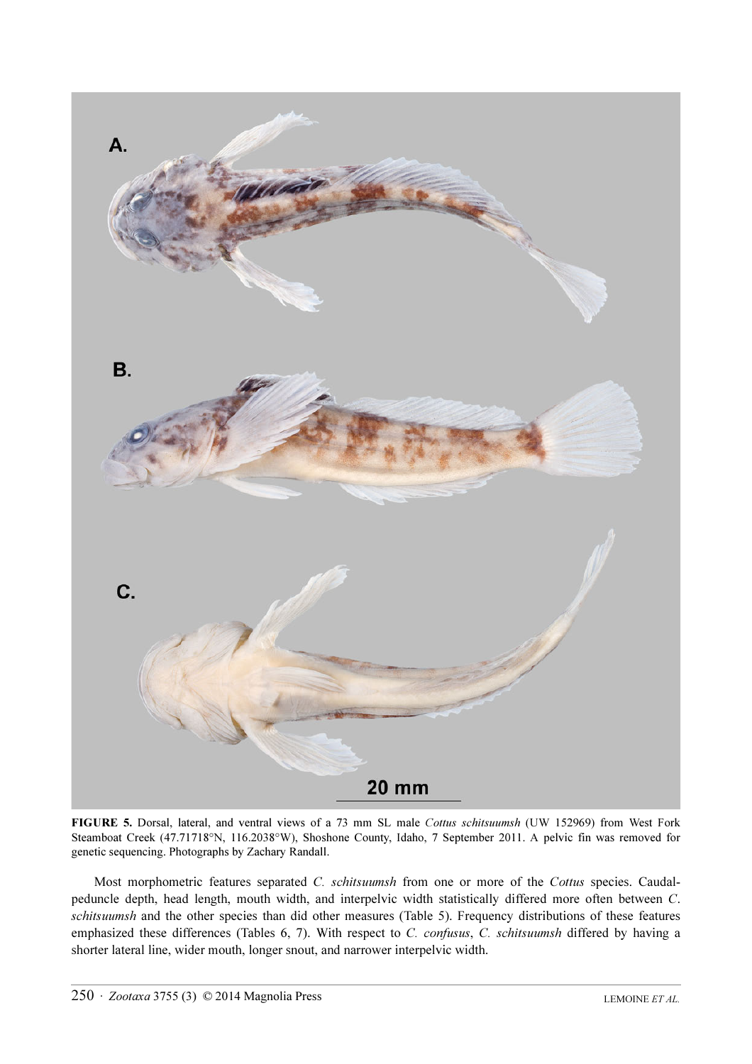**FIGURE 5.** Dorsal, lateral, and ventral views of a 73 mm SL male *Cottus schitsuumsh* (UW 152969) from West Fork Steamboat Creek (47.71718°N, 116.2038°W), Shoshone County, Idaho, 7 September 2011. A pelvic fin was removed for genetic sequencing. Photographs by Zachary Randall.

Most morphometric features separated *C. schitsuumsh* from one or more of the *Cottus* species. Caudal-peduncle depth, head length, mouth width, and interpelvic width statistically differed more often between *C. schitsuumsh* and the other species than did other measures (Table 5). Frequency distributions of these features emphasized these differences (Tables 6, 7). With respect to *C. confusus*, *C. schitsuumsh* differed by having a shorter lateral line, wider mouth, longer snout, and narrower interpelvic width.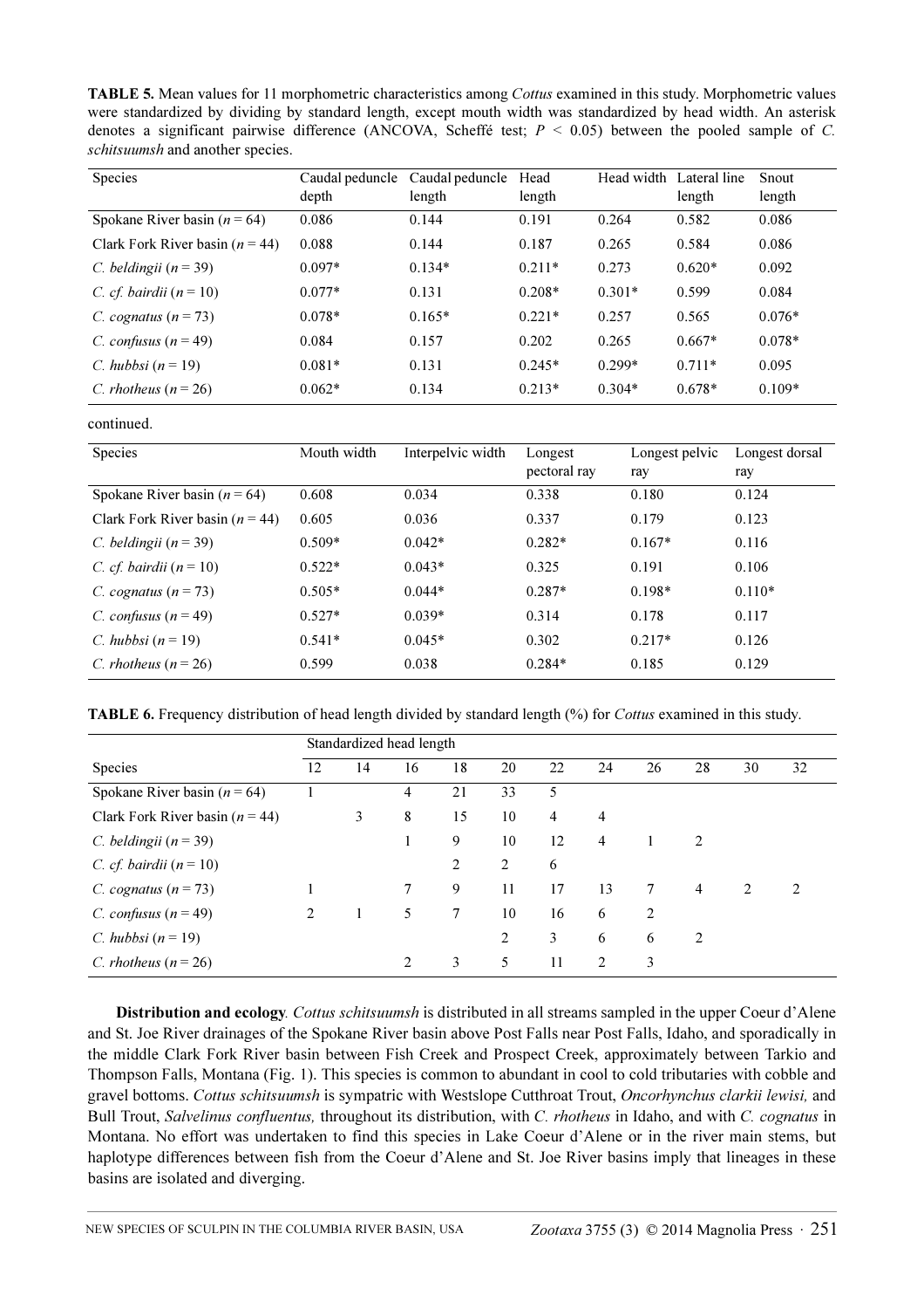**TABLE 5.** Mean values for 11 morphometric characteristics among *Cottus* examined in this study. Morphometric values were standardized by dividing by standard length, except mouth width was standardized by head width. An asterisk denotes a significant pairwise difference (ANCOVA, Scheffé test; $P < 0.05$) between the pooled sample of *C. schitsuumsh* and another species.

| Species | Caudal peduncle depth | Caudal peduncle length | Head length | Head width | Lateral line length | Snout length |
|---|---|---|---|---|---|---|
| Spokane River basin ($n = 64$) | 0.086 | 0.144 | 0.191 | 0.264 | 0.582 | 0.086 |
| Clark Fork River basin ($n = 44$) | 0.088 | 0.144 | 0.187 | 0.265 | 0.584 | 0.086 |
| *C. beldingii* ($n = 39$) | 0.097* | 0.134* | 0.211* | 0.273 | 0.620* | 0.092 |
| *C. cf. bairdii* ($n = 10$) | 0.077* | 0.131 | 0.208* | 0.301* | 0.599 | 0.084 |
| *C. cognatus* ($n = 73$) | 0.078* | 0.165* | 0.221* | 0.257 | 0.565 | 0.076* |
| *C. confusus* ($n = 49$) | 0.084 | 0.157 | 0.202 | 0.265 | 0.667* | 0.078* |
| *C. hubbsi* ($n = 19$) | 0.081* | 0.131 | 0.245* | 0.299* | 0.711* | 0.095 |
| *C. rhotheus* ($n = 26$) | 0.062* | 0.134 | 0.213* | 0.304* | 0.678* | 0.109* |

continued.

| Species | Mouth width | Interpelvic width | Longest pectoral ray | Longest pelvic ray | Longest dorsal ray |
|---|---|---|---|---|---|
| Spokane River basin ($n = 64$) | 0.608 | 0.034 | 0.338 | 0.180 | 0.124 |
| Clark Fork River basin ($n = 44$) | 0.605 | 0.036 | 0.337 | 0.179 | 0.123 |
| *C. beldingii* ($n = 39$) | 0.509* | 0.042* | 0.282* | 0.167* | 0.116 |
| *C. cf. bairdii* ($n = 10$) | 0.522* | 0.043* | 0.325 | 0.191 | 0.106 |
| *C. cognatus* ($n = 73$) | 0.505* | 0.044* | 0.287* | 0.198* | 0.110* |
| *C. confusus* ($n = 49$) | 0.527* | 0.039* | 0.314 | 0.178 | 0.117 |
| *C. hubbsi* ($n = 19$) | 0.541* | 0.045* | 0.302 | 0.217* | 0.126 |
| *C. rhotheus* ($n = 26$) | 0.599 | 0.038 | 0.284* | 0.185 | 0.129 |

**TABLE 6.** Frequency distribution of head length divided by standard length (%) for *Cottus* examined in this study.

| | Standardized head length | | | | | | | | | | |
|---|---|---|---|---|---|---|---|---|---|---|---|
| Species | 12 | 14 | 16 | 18 | 20 | 22 | 24 | 26 | 28 | 30 | 32 |
| Spokane River basin ($n = 64$) | 1 | | 4 | 21 | 33 | 5 | | | | | |
| Clark Fork River basin ($n = 44$) | | 3 | 8 | 15 | 10 | 4 | 4 | | | | |
| *C. beldingii* ($n = 39$) | | | 1 | 9 | 10 | 12 | 4 | 1 | 2 | | |
| *C. cf. bairdii* ($n = 10$) | | | | 2 | 2 | 6 | | | | | |
| *C. cognatus* ($n = 73$) | 1 | | 7 | 9 | 11 | 17 | 13 | 7 | 4 | 2 | 2 |
| *C. confusus* ($n = 49$) | 2 | 1 | 5 | 7 | 10 | 16 | 6 | 2 | | | |
| *C. hubbsi* ($n = 19$) | | | | | 2 | 3 | 6 | 6 | 2 | | |
| *C. rhotheus* ($n = 26$) | | | 2 | 3 | 5 | 11 | 2 | 3 | | | |

**Distribution and ecology**. *Cottus schitsuumsh* is distributed in all streams sampled in the upper Coeur d'Alene and St. Joe River drainages of the Spokane River basin above Post Falls near Post Falls, Idaho, and sporadically in the middle Clark Fork River basin between Fish Creek and Prospect Creek, approximately between Tarkio and Thompson Falls, Montana (Fig. 1). This species is common to abundant in cool to cold tributaries with cobble and gravel bottoms. *Cottus schitsuumsh* is sympatric with Westslope Cutthroat Trout, *Oncorhynchus clarkii lewisi,* and Bull Trout, *Salvelinus confluentus,* throughout its distribution, with *C. rhotheus* in Idaho, and with *C. cognatus* in Montana. No effort was undertaken to find this species in Lake Coeur d'Alene or in the river main stems, but haplotype differences between fish from the Coeur d'Alene and St. Joe River basins imply that lineages in these basins are isolated and diverging.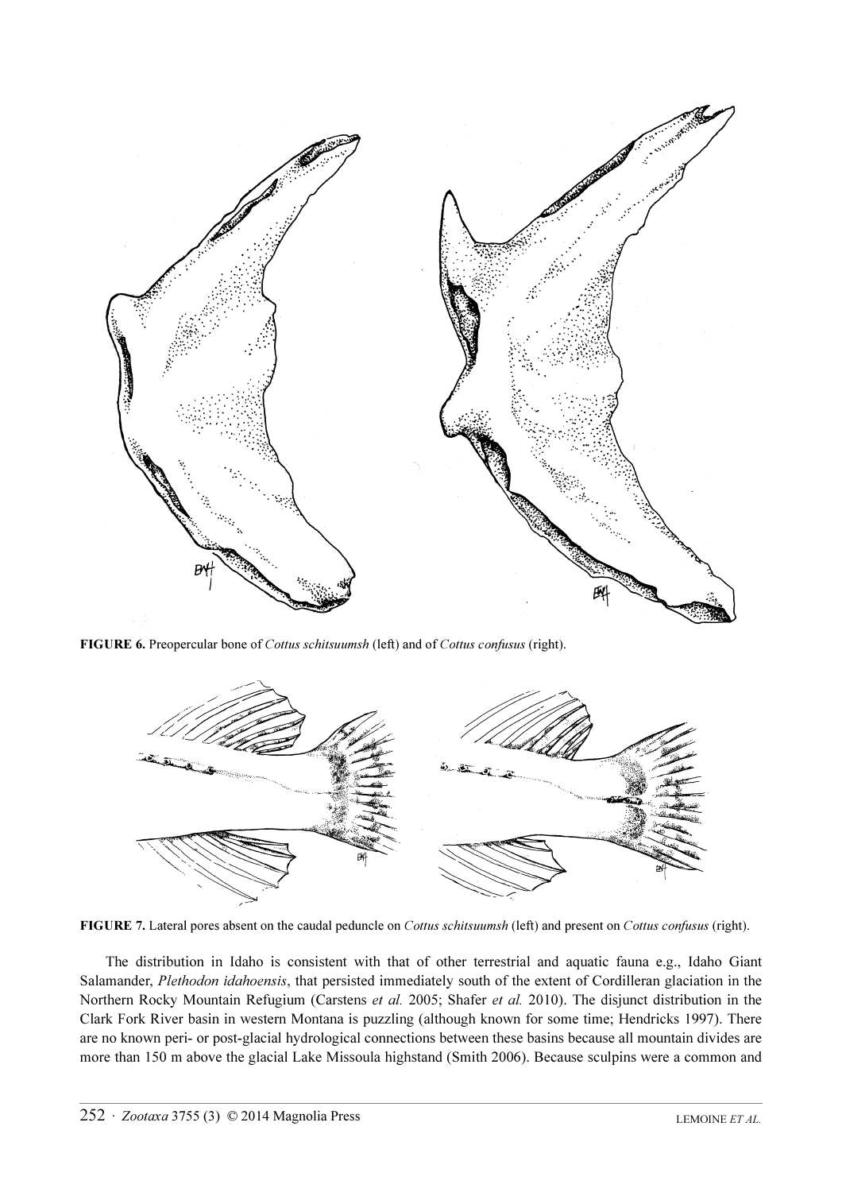**FIGURE 6.** Preopercular bone of *Cottus schitsuumsh* (left) and of *Cottus confusus* (right).

**FIGURE 7.** Lateral pores absent on the caudal peduncle on *Cottus schitsuumsh* (left) and present on *Cottus confusus* (right).

The distribution in Idaho is consistent with that of other terrestrial and aquatic fauna e.g., Idaho Giant Salamander, *Plethodon idahoensis*, that persisted immediately south of the extent of Cordilleran glaciation in the Northern Rocky Mountain Refugium (Carstens *et al.* 2005; Shafer *et al.* 2010). The disjunct distribution in the Clark Fork River basin in western Montana is puzzling (although known for some time; Hendricks 1997). There are no known peri- or post-glacial hydrological connections between these basins because all mountain divides are more than 150 m above the glacial Lake Missoula highstand (Smith 2006). Because sculpins were a common and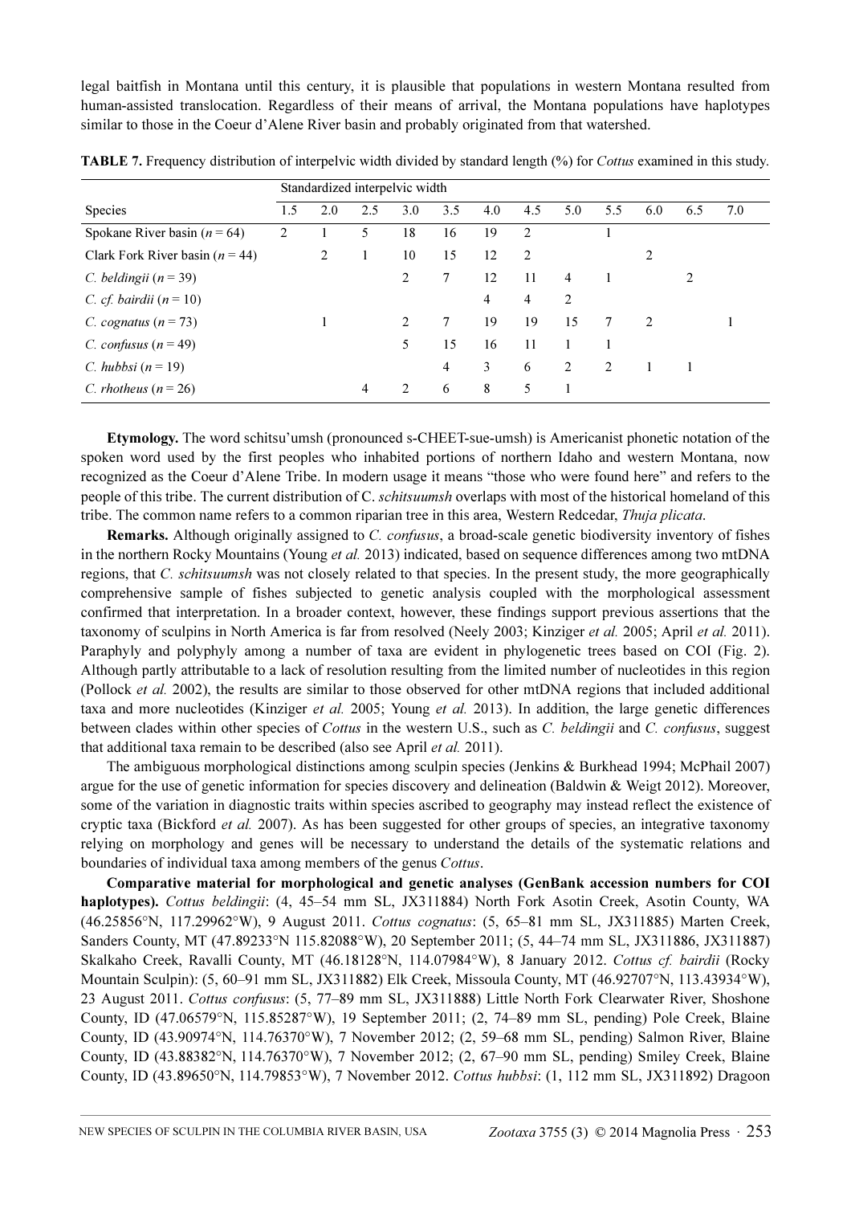legal baitfish in Montana until this century, it is plausible that populations in western Montana resulted from human-assisted translocation. Regardless of their means of arrival, the Montana populations have haplotypes similar to those in the Coeur d'Alene River basin and probably originated from that watershed.

**TABLE 7.** Frequency distribution of interpelvic width divided by standard length (%) for *Cottus* examined in this study.

| | Standardized interpelvic width | | | | | | | | | | | |
|---|---|---|---|---|---|---|---|---|---|---|---|---|
| Species | 1.5 | 2.0 | 2.5 | 3.0 | 3.5 | 4.0 | 4.5 | 5.0 | 5.5 | 6.0 | 6.5 | 7.0 |
| Spokane River basin ($n$ = 64) | 2 | 1 | 5 | 18 | 16 | 19 | 2 | | 1 | | | |
| Clark Fork River basin ($n$ = 44) | | 2 | 1 | 10 | 15 | 12 | 2 | | | 2 | | |
| *C. beldingii* ($n$ = 39) | | | | 2 | 7 | 12 | 11 | 4 | 1 | | 2 | |
| *C. cf. bairdii* ($n$ = 10) | | | | | | 4 | 4 | 2 | | | | |
| *C. cognatus* ($n$ = 73) | | 1 | | 2 | 7 | 19 | 19 | 15 | 7 | 2 | | 1 |
| *C. confusus* ($n$ = 49) | | | | 5 | 15 | 16 | 11 | 1 | 1 | | | |
| *C. hubbsi* ($n$ = 19) | | | | | 4 | 3 | 6 | 2 | 2 | 1 | 1 | |
| *C. rhotheus* ($n$ = 26) | | | 4 | 2 | 6 | 8 | 5 | 1 | | | | |

**Etymology.** The word schitsu'umsh (pronounced s-CHEET-sue-umsh) is Americanist phonetic notation of the spoken word used by the first peoples who inhabited portions of northern Idaho and western Montana, now recognized as the Coeur d'Alene Tribe. In modern usage it means "those who were found here" and refers to the people of this tribe. The current distribution of C. *schitsuumsh* overlaps with most of the historical homeland of this tribe. The common name refers to a common riparian tree in this area, Western Redcedar, *Thuja plicata*.

**Remarks.** Although originally assigned to *C. confusus*, a broad-scale genetic biodiversity inventory of fishes in the northern Rocky Mountains (Young *et al.* 2013) indicated, based on sequence differences among two mtDNA regions, that *C. schitsuumsh* was not closely related to that species. In the present study, the more geographically comprehensive sample of fishes subjected to genetic analysis coupled with the morphological assessment confirmed that interpretation. In a broader context, however, these findings support previous assertions that the taxonomy of sculpins in North America is far from resolved (Neely 2003; Kinziger *et al.* 2005; April *et al.* 2011). Paraphyly and polyphyly among a number of taxa are evident in phylogenetic trees based on COI (Fig. 2). Although partly attributable to a lack of resolution resulting from the limited number of nucleotides in this region (Pollock *et al.* 2002), the results are similar to those observed for other mtDNA regions that included additional taxa and more nucleotides (Kinziger *et al.* 2005; Young *et al.* 2013). In addition, the large genetic differences between clades within other species of *Cottus* in the western U.S., such as *C. beldingii* and *C. confusus*, suggest that additional taxa remain to be described (also see April *et al.* 2011).

The ambiguous morphological distinctions among sculpin species (Jenkins & Burkhead 1994; McPhail 2007) argue for the use of genetic information for species discovery and delineation (Baldwin & Weigt 2012). Moreover, some of the variation in diagnostic traits within species ascribed to geography may instead reflect the existence of cryptic taxa (Bickford *et al.* 2007). As has been suggested for other groups of species, an integrative taxonomy relying on morphology and genes will be necessary to understand the details of the systematic relations and boundaries of individual taxa among members of the genus *Cottus*.

**Comparative material for morphological and genetic analyses (GenBank accession numbers for COI haplotypes).** *Cottus beldingii*: (4, 45–54 mm SL, JX311884) North Fork Asotin Creek, Asotin County, WA (46.25856°N, 117.29962°W), 9 August 2011. *Cottus cognatus*: (5, 65–81 mm SL, JX311885) Marten Creek, Sanders County, MT (47.89233°N 115.82088°W), 20 September 2011; (5, 44–74 mm SL, JX311886, JX311887) Skalkaho Creek, Ravalli County, MT (46.18128°N, 114.07984°W), 8 January 2012. *Cottus cf. bairdii* (Rocky Mountain Sculpin): (5, 60–91 mm SL, JX311882) Elk Creek, Missoula County, MT (46.92707°N, 113.43934°W), 23 August 2011. *Cottus confusus*: (5, 77–89 mm SL, JX311888) Little North Fork Clearwater River, Shoshone County, ID (47.06579°N, 115.85287°W), 19 September 2011; (2, 74–89 mm SL, pending) Pole Creek, Blaine County, ID (43.90974°N, 114.76370°W), 7 November 2012; (2, 59–68 mm SL, pending) Salmon River, Blaine County, ID (43.88382°N, 114.76370°W), 7 November 2012; (2, 67–90 mm SL, pending) Smiley Creek, Blaine County, ID (43.89650°N, 114.79853°W), 7 November 2012. *Cottus hubbsi*: (1, 112 mm SL, JX311892) Dragoon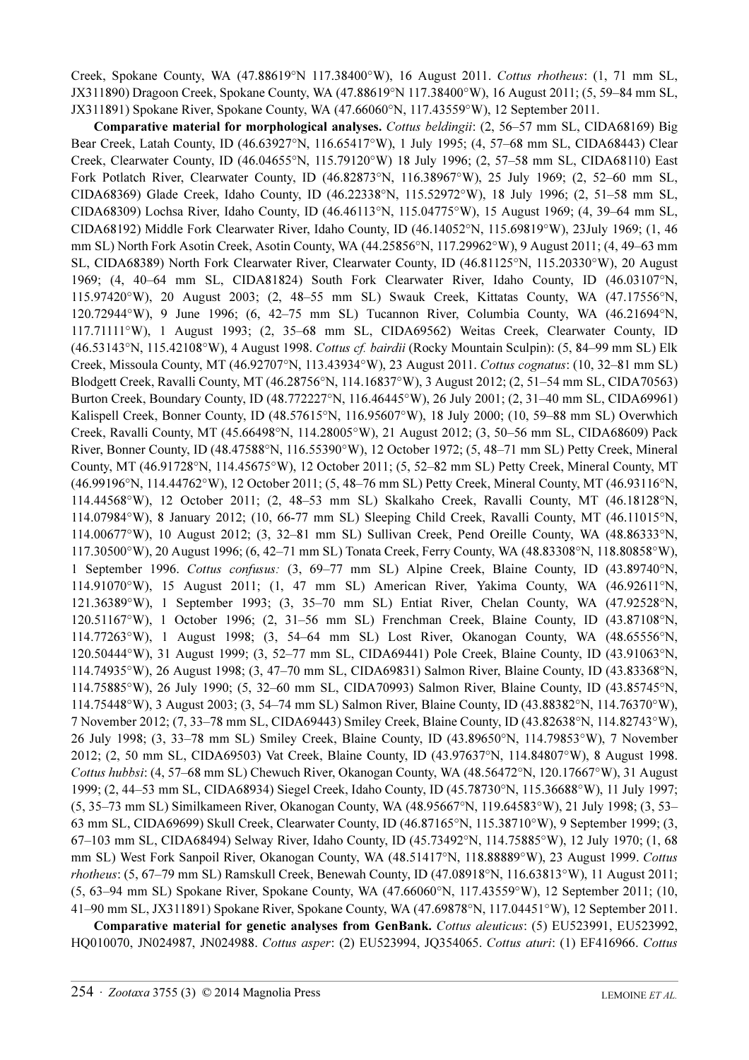Creek, Spokane County, WA (47.88619°N 117.38400°W), 16 August 2011. *Cottus rhotheus*: (1, 71 mm SL, JX311890) Dragoon Creek, Spokane County, WA (47.88619°N 117.38400°W), 16 August 2011; (5, 59–84 mm SL, JX311891) Spokane River, Spokane County, WA (47.66060°N, 117.43559°W), 12 September 2011.

**Comparative material for morphological analyses.** *Cottus beldingii*: (2, 56–57 mm SL, CIDA68169) Big Bear Creek, Latah County, ID (46.63927°N, 116.65417°W), 1 July 1995; (4, 57–68 mm SL, CIDA68443) Clear Creek, Clearwater County, ID (46.04655°N, 115.79120°W) 18 July 1996; (2, 57–58 mm SL, CIDA68110) East Fork Potlatch River, Clearwater County, ID (46.82873°N, 116.38967°W), 25 July 1969; (2, 52–60 mm SL, CIDA68369) Glade Creek, Idaho County, ID (46.22338°N, 115.52972°W), 18 July 1996; (2, 51–58 mm SL, CIDA68309) Lochsa River, Idaho County, ID (46.46113°N, 115.04775°W), 15 August 1969; (4, 39–64 mm SL, CIDA68192) Middle Fork Clearwater River, Idaho County, ID (46.14052°N, 115.69819°W), 23July 1969; (1, 46 mm SL) North Fork Asotin Creek, Asotin County, WA (44.25856°N, 117.29962°W), 9 August 2011; (4, 49–63 mm SL, CIDA68389) North Fork Clearwater River, Clearwater County, ID (46.81125°N, 115.20330°W), 20 August 1969; (4, 40–64 mm SL, CIDA81824) South Fork Clearwater River, Idaho County, ID (46.03107°N, 115.97420°W), 20 August 2003; (2, 48–55 mm SL) Swauk Creek, Kittatas County, WA (47.17556°N, 120.72944°W), 9 June 1996; (6, 42–75 mm SL) Tucannon River, Columbia County, WA (46.21694°N, 117.71111°W), 1 August 1993; (2, 35–68 mm SL, CIDA69562) Weitas Creek, Clearwater County, ID (46.53143°N, 115.42108°W), 4 August 1998. *Cottus cf. bairdii* (Rocky Mountain Sculpin): (5, 84–99 mm SL) Elk Creek, Missoula County, MT (46.92707°N, 113.43934°W), 23 August 2011. *Cottus cognatus*: (10, 32–81 mm SL) Blodgett Creek, Ravalli County, MT (46.28756°N, 114.16837°W), 3 August 2012; (2, 51–54 mm SL, CIDA70563) Burton Creek, Boundary County, ID (48.772227°N, 116.46445°W), 26 July 2001; (2, 31–40 mm SL, CIDA69961) Kalispell Creek, Bonner County, ID (48.57615°N, 116.95607°W), 18 July 2000; (10, 59–88 mm SL) Overwhich Creek, Ravalli County, MT (45.66498°N, 114.28005°W), 21 August 2012; (3, 50–56 mm SL, CIDA68609) Pack River, Bonner County, ID (48.47588°N, 116.55390°W), 12 October 1972; (5, 48–71 mm SL) Petty Creek, Mineral County, MT (46.91728°N, 114.45675°W), 12 October 2011; (5, 52–82 mm SL) Petty Creek, Mineral County, MT (46.99196°N, 114.44762°W), 12 October 2011; (5, 48–76 mm SL) Petty Creek, Mineral County, MT (46.93116°N, 114.44568°W), 12 October 2011; (2, 48–53 mm SL) Skalkaho Creek, Ravalli County, MT (46.18128°N, 114.07984°W), 8 January 2012; (10, 66-77 mm SL) Sleeping Child Creek, Ravalli County, MT (46.11015°N, 114.00677°W), 10 August 2012; (3, 32–81 mm SL) Sullivan Creek, Pend Oreille County, WA (48.86333°N, 117.30500°W), 20 August 1996; (6, 42–71 mm SL) Tonata Creek, Ferry County, WA (48.83308°N, 118.80858°W), 1 September 1996. *Cottus confusus:* (3, 69–77 mm SL) Alpine Creek, Blaine County, ID (43.89740°N, 114.91070°W), 15 August 2011; (1, 47 mm SL) American River, Yakima County, WA (46.92611°N, 121.36389°W), 1 September 1993; (3, 35–70 mm SL) Entiat River, Chelan County, WA (47.92528°N, 120.51167°W), 1 October 1996; (2, 31–56 mm SL) Frenchman Creek, Blaine County, ID (43.87108°N, 114.77263°W), 1 August 1998; (3, 54–64 mm SL) Lost River, Okanogan County, WA (48.65556°N, 120.50444°W), 31 August 1999; (3, 52–77 mm SL, CIDA69441) Pole Creek, Blaine County, ID (43.91063°N, 114.74935°W), 26 August 1998; (3, 47–70 mm SL, CIDA69831) Salmon River, Blaine County, ID (43.83368°N, 114.75885°W), 26 July 1990; (5, 32–60 mm SL, CIDA70993) Salmon River, Blaine County, ID (43.85745°N, 114.75448°W), 3 August 2003; (3, 54–74 mm SL) Salmon River, Blaine County, ID (43.88382°N, 114.76370°W), 7 November 2012; (7, 33–78 mm SL, CIDA69443) Smiley Creek, Blaine County, ID (43.82638°N, 114.82743°W), 26 July 1998; (3, 33–78 mm SL) Smiley Creek, Blaine County, ID (43.89650°N, 114.79853°W), 7 November 2012; (2, 50 mm SL, CIDA69503) Vat Creek, Blaine County, ID (43.97637°N, 114.84807°W), 8 August 1998. *Cottus hubbsi*: (4, 57–68 mm SL) Chewuch River, Okanogan County, WA (48.56472°N, 120.17667°W), 31 August 1999; (2, 44–53 mm SL, CIDA68934) Siegel Creek, Idaho County, ID (45.78730°N, 115.36688°W), 11 July 1997; (5, 35–73 mm SL) Similkameen River, Okanogan County, WA (48.95667°N, 119.64583°W), 21 July 1998; (3, 53–63 mm SL, CIDA69699) Skull Creek, Clearwater County, ID (46.87165°N, 115.38710°W), 9 September 1999; (3, 67–103 mm SL, CIDA68494) Selway River, Idaho County, ID (45.73492°N, 114.75885°W), 12 July 1970; (1, 68 mm SL) West Fork Sanpoil River, Okanogan County, WA (48.51417°N, 118.88889°W), 23 August 1999. *Cottus rhotheus*: (5, 67–79 mm SL) Ramskull Creek, Benewah County, ID (47.08918°N, 116.63813°W), 11 August 2011; (5, 63–94 mm SL) Spokane River, Spokane County, WA (47.66060°N, 117.43559°W), 12 September 2011; (10, 41–90 mm SL, JX311891) Spokane River, Spokane County, WA (47.69878°N, 117.04451°W), 12 September 2011.

**Comparative material for genetic analyses from GenBank.** *Cottus aleuticus*: (5) EU523991, EU523992, HQ010070, JN024987, JN024988. *Cottus asper*: (2) EU523994, JQ354065. *Cottus aturi*: (1) EF416966. *Cottus*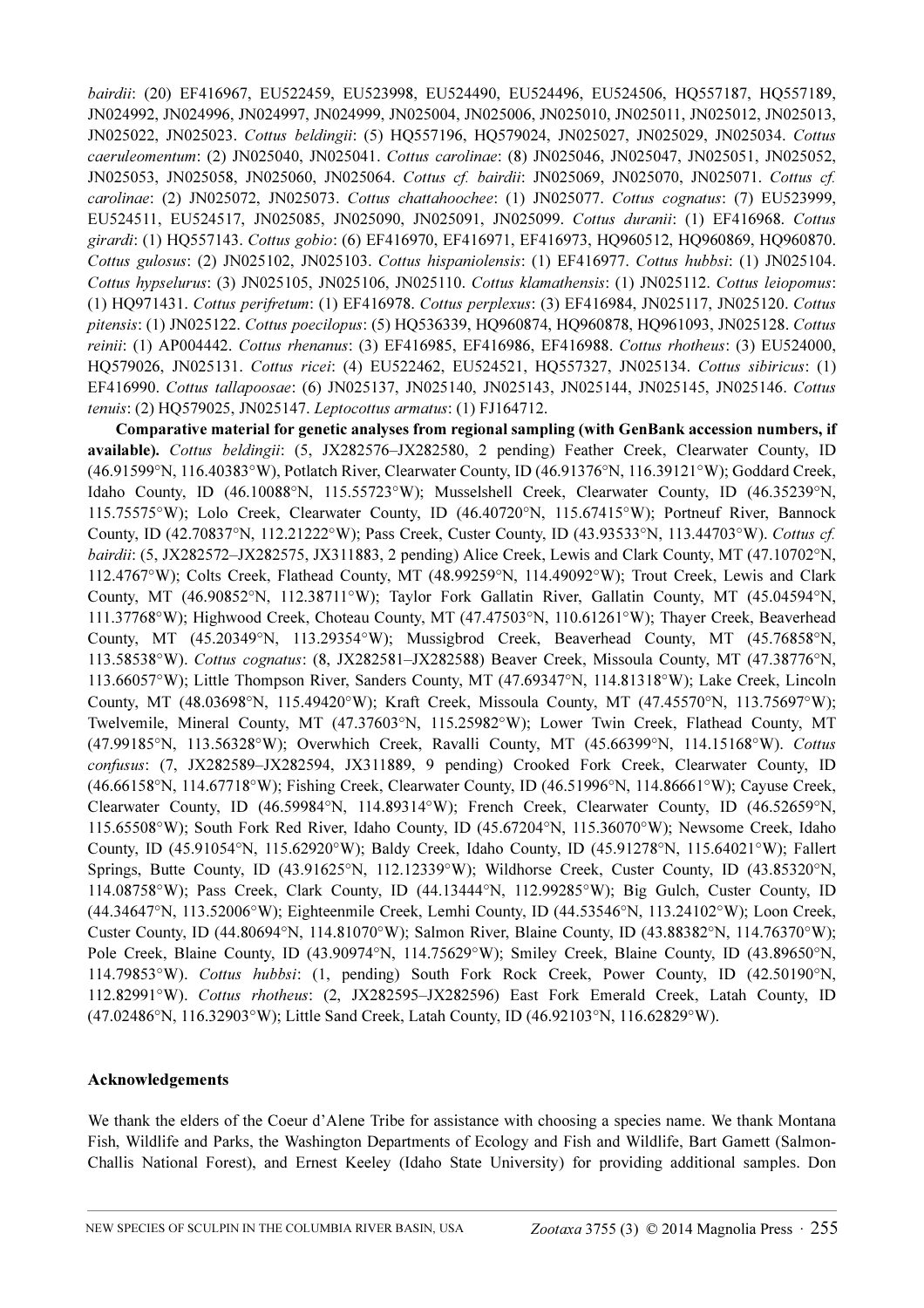*bairdii*: (20) EF416967, EU522459, EU523998, EU524490, EU524496, EU524506, HQ557187, HQ557189, JN024992, JN024996, JN024997, JN024999, JN025004, JN025006, JN025010, JN025011, JN025012, JN025013, JN025022, JN025023. *Cottus beldingii*: (5) HQ557196, HQ579024, JN025027, JN025029, JN025034. *Cottus caeruleomentum*: (2) JN025040, JN025041. *Cottus carolinae*: (8) JN025046, JN025047, JN025051, JN025052, JN025053, JN025058, JN025060, JN025064. *Cottus cf. bairdii*: JN025069, JN025070, JN025071. *Cottus cf. carolinae*: (2) JN025072, JN025073. *Cottus chattahoochee*: (1) JN025077. *Cottus cognatus*: (7) EU523999, EU524511, EU524517, JN025085, JN025090, JN025091, JN025099. *Cottus duranii*: (1) EF416968. *Cottus girardi*: (1) HQ557143. *Cottus gobio*: (6) EF416970, EF416971, EF416973, HQ960512, HQ960869, HQ960870. *Cottus gulosus*: (2) JN025102, JN025103. *Cottus hispaniolensis*: (1) EF416977. *Cottus hubbsi*: (1) JN025104. *Cottus hypselurus*: (3) JN025105, JN025106, JN025110. *Cottus klamathensis*: (1) JN025112. *Cottus leiopomus*: (1) HQ971431. *Cottus perifretum*: (1) EF416978. *Cottus perplexus*: (3) EF416984, JN025117, JN025120. *Cottus pitensis*: (1) JN025122. *Cottus poecilopus*: (5) HQ536339, HQ960874, HQ960878, HQ961093, JN025128. *Cottus reinii*: (1) AP004442. *Cottus rhenanus*: (3) EF416985, EF416986, EF416988. *Cottus rhotheus*: (3) EU524000, HQ579026, JN025131. *Cottus ricei*: (4) EU522462, EU524521, HQ557327, JN025134. *Cottus sibiricus*: (1) EF416990. *Cottus tallapoosae*: (6) JN025137, JN025140, JN025143, JN025144, JN025145, JN025146. *Cottus tenuis*: (2) HQ579025, JN025147. *Leptocottus armatus*: (1) FJ164712.

**Comparative material for genetic analyses from regional sampling (with GenBank accession numbers, if available).** *Cottus beldingii*: (5, JX282576–JX282580, 2 pending) Feather Creek, Clearwater County, ID (46.91599°N, 116.40383°W), Potlatch River, Clearwater County, ID (46.91376°N, 116.39121°W); Goddard Creek, Idaho County, ID (46.10088°N, 115.55723°W); Musselshell Creek, Clearwater County, ID (46.35239°N, 115.75575°W); Lolo Creek, Clearwater County, ID (46.40720°N, 115.67415°W); Portneuf River, Bannock County, ID (42.70837°N, 112.21222°W); Pass Creek, Custer County, ID (43.93533°N, 113.44703°W). *Cottus cf. bairdii*: (5, JX282572–JX282575, JX311883, 2 pending) Alice Creek, Lewis and Clark County, MT (47.10702°N, 112.4767°W); Colts Creek, Flathead County, MT (48.99259°N, 114.49092°W); Trout Creek, Lewis and Clark County, MT (46.90852°N, 112.38711°W); Taylor Fork Gallatin River, Gallatin County, MT (45.04594°N, 111.37768°W); Highwood Creek, Choteau County, MT (47.47503°N, 110.61261°W); Thayer Creek, Beaverhead County, MT (45.20349°N, 113.29354°W); Mussigbrod Creek, Beaverhead County, MT (45.76858°N, 113.58538°W). *Cottus cognatus*: (8, JX282581–JX282588) Beaver Creek, Missoula County, MT (47.38776°N, 113.66057°W); Little Thompson River, Sanders County, MT (47.69347°N, 114.81318°W); Lake Creek, Lincoln County, MT (48.03698°N, 115.49420°W); Kraft Creek, Missoula County, MT (47.45570°N, 113.75697°W); Twelvemile, Mineral County, MT (47.37603°N, 115.25982°W); Lower Twin Creek, Flathead County, MT (47.99185°N, 113.56328°W); Overwhich Creek, Ravalli County, MT (45.66399°N, 114.15168°W). *Cottus confusus*: (7, JX282589–JX282594, JX311889, 9 pending) Crooked Fork Creek, Clearwater County, ID (46.66158°N, 114.67718°W); Fishing Creek, Clearwater County, ID (46.51996°N, 114.86661°W); Cayuse Creek, Clearwater County, ID (46.59984°N, 114.89314°W); French Creek, Clearwater County, ID (46.52659°N, 115.65508°W); South Fork Red River, Idaho County, ID (45.67204°N, 115.36070°W); Newsome Creek, Idaho County, ID (45.91054°N, 115.62920°W); Baldy Creek, Idaho County, ID (45.91278°N, 115.64021°W); Fallert Springs, Butte County, ID (43.91625°N, 112.12339°W); Wildhorse Creek, Custer County, ID (43.85320°N, 114.08758°W); Pass Creek, Clark County, ID (44.13444°N, 112.99285°W); Big Gulch, Custer County, ID (44.34647°N, 113.52006°W); Eighteenmile Creek, Lemhi County, ID (44.53546°N, 113.24102°W); Loon Creek, Custer County, ID (44.80694°N, 114.81070°W); Salmon River, Blaine County, ID (43.88382°N, 114.76370°W); Pole Creek, Blaine County, ID (43.90974°N, 114.75629°W); Smiley Creek, Blaine County, ID (43.89650°N, 114.79853°W). *Cottus hubbsi*: (1, pending) South Fork Rock Creek, Power County, ID (42.50190°N, 112.82991°W). *Cottus rhotheus*: (2, JX282595–JX282596) East Fork Emerald Creek, Latah County, ID (47.02486°N, 116.32903°W); Little Sand Creek, Latah County, ID (46.92103°N, 116.62829°W).

## Acknowledgements

We thank the elders of the Coeur d'Alene Tribe for assistance with choosing a species name. We thank Montana Fish, Wildlife and Parks, the Washington Departments of Ecology and Fish and Wildlife, Bart Gamett (Salmon-Challis National Forest), and Ernest Keeley (Idaho State University) for providing additional samples. Don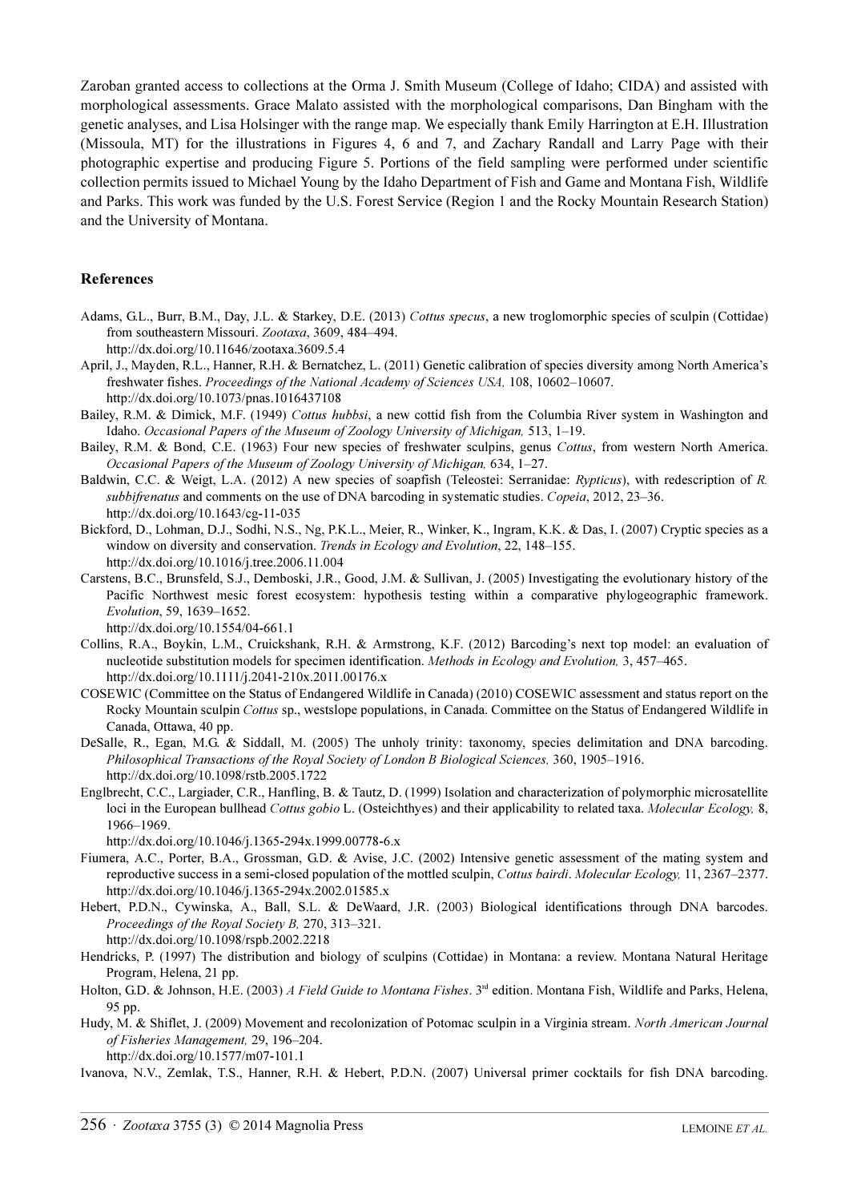Zaroban granted access to collections at the Orma J. Smith Museum (College of Idaho; CIDA) and assisted with morphological assessments. Grace Malato assisted with the morphological comparisons, Dan Bingham with the genetic analyses, and Lisa Holsinger with the range map. We especially thank Emily Harrington at E.H. Illustration (Missoula, MT) for the illustrations in Figures 4, 6 and 7, and Zachary Randall and Larry Page with their photographic expertise and producing Figure 5. Portions of the field sampling were performed under scientific collection permits issued to Michael Young by the Idaho Department of Fish and Game and Montana Fish, Wildlife and Parks. This work was funded by the U.S. Forest Service (Region 1 and the Rocky Mountain Research Station) and the University of Montana.

## References

Adams, G.L., Burr, B.M., Day, J.L. & Starkey, D.E. (2013) *Cottus specus*, a new troglomorphic species of sculpin (Cottidae) from southeastern Missouri. *Zootaxa*, 3609, 484–494.
http://dx.doi.org/10.11646/zootaxa.3609.5.4

April, J., Mayden, R.L., Hanner, R.H. & Bernatchez, L. (2011) Genetic calibration of species diversity among North America's freshwater fishes. *Proceedings of the National Academy of Sciences USA,* 108, 10602–10607.
http://dx.doi.org/10.1073/pnas.1016437108

Bailey, R.M. & Dimick, M.F. (1949) *Cottus hubbsi*, a new cottid fish from the Columbia River system in Washington and Idaho. *Occasional Papers of the Museum of Zoology University of Michigan,* 513, 1–19.

Bailey, R.M. & Bond, C.E. (1963) Four new species of freshwater sculpins, genus *Cottus*, from western North America. *Occasional Papers of the Museum of Zoology University of Michigan,* 634, 1–27.

Baldwin, C.C. & Weigt, L.A. (2012) A new species of soapfish (Teleostei: Serranidae: *Rypticus*), with redescription of *R. subbifrenatus* and comments on the use of DNA barcoding in systematic studies. *Copeia*, 2012, 23–36.
http://dx.doi.org/10.1643/cg-11-035

Bickford, D., Lohman, D.J., Sodhi, N.S., Ng, P.K.L., Meier, R., Winker, K., Ingram, K.K. & Das, I. (2007) Cryptic species as a window on diversity and conservation. *Trends in Ecology and Evolution*, 22, 148–155.
http://dx.doi.org/10.1016/j.tree.2006.11.004

Carstens, B.C., Brunsfeld, S.J., Demboski, J.R., Good, J.M. & Sullivan, J. (2005) Investigating the evolutionary history of the Pacific Northwest mesic forest ecosystem: hypothesis testing within a comparative phylogeographic framework. *Evolution*, 59, 1639–1652.
http://dx.doi.org/10.1554/04-661.1

Collins, R.A., Boykin, L.M., Cruickshank, R.H. & Armstrong, K.F. (2012) Barcoding's next top model: an evaluation of nucleotide substitution models for specimen identification. *Methods in Ecology and Evolution,* 3, 457–465.
http://dx.doi.org/10.1111/j.2041-210x.2011.00176.x

COSEWIC (Committee on the Status of Endangered Wildlife in Canada) (2010) COSEWIC assessment and status report on the Rocky Mountain sculpin *Cottus* sp., westslope populations, in Canada. Committee on the Status of Endangered Wildlife in Canada, Ottawa, 40 pp.

DeSalle, R., Egan, M.G. & Siddall, M. (2005) The unholy trinity: taxonomy, species delimitation and DNA barcoding. *Philosophical Transactions of the Royal Society of London B Biological Sciences,* 360, 1905–1916.
http://dx.doi.org/10.1098/rstb.2005.1722

Englbrecht, C.C., Largiader, C.R., Hanfling, B. & Tautz, D. (1999) Isolation and characterization of polymorphic microsatellite loci in the European bullhead *Cottus gobio* L. (Osteichthyes) and their applicability to related taxa. *Molecular Ecology,* 8, 1966–1969.
http://dx.doi.org/10.1046/j.1365-294x.1999.00778-6.x

Fiumera, A.C., Porter, B.A., Grossman, G.D. & Avise, J.C. (2002) Intensive genetic assessment of the mating system and reproductive success in a semi-closed population of the mottled sculpin, *Cottus bairdi*. *Molecular Ecology,* 11, 2367–2377.
http://dx.doi.org/10.1046/j.1365-294x.2002.01585.x

Hebert, P.D.N., Cywinska, A., Ball, S.L. & DeWaard, J.R. (2003) Biological identifications through DNA barcodes. *Proceedings of the Royal Society B,* 270, 313–321.
http://dx.doi.org/10.1098/rspb.2002.2218

Hendricks, P. (1997) The distribution and biology of sculpins (Cottidae) in Montana: a review. Montana Natural Heritage Program, Helena, 21 pp.

Holton, G.D. & Johnson, H.E. (2003) *A Field Guide to Montana Fishes*. 3rd edition. Montana Fish, Wildlife and Parks, Helena, 95 pp.

Hudy, M. & Shiflet, J. (2009) Movement and recolonization of Potomac sculpin in a Virginia stream. *North American Journal of Fisheries Management,* 29, 196–204.
http://dx.doi.org/10.1577/m07-101.1

Ivanova, N.V., Zemlak, T.S., Hanner, R.H. & Hebert, P.D.N. (2007) Universal primer cocktails for fish DNA barcoding.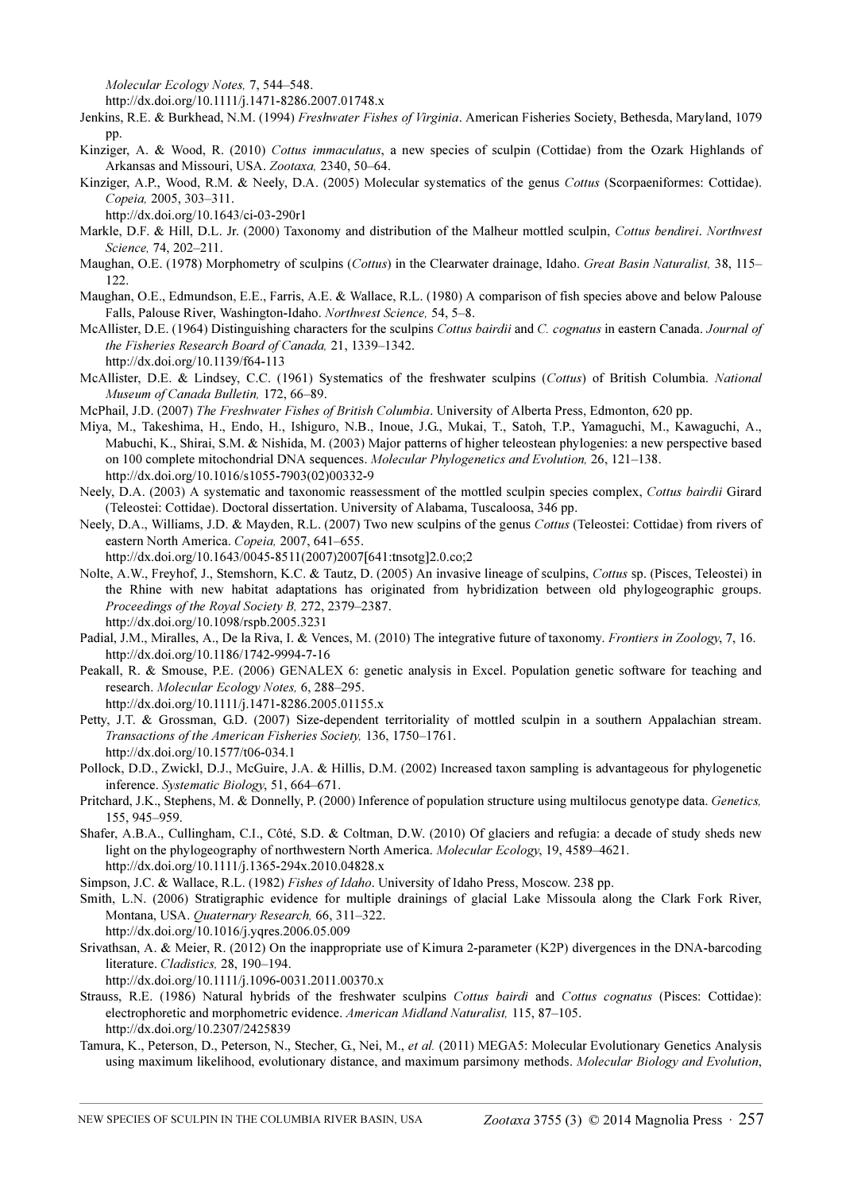*Molecular Ecology Notes,* 7, 544–548.
http://dx.doi.org/10.1111/j.1471-8286.2007.01748.x

Jenkins, R.E. & Burkhead, N.M. (1994) *Freshwater Fishes of Virginia*. American Fisheries Society, Bethesda, Maryland, 1079 pp.

Kinziger, A. & Wood, R. (2010) *Cottus immaculatus*, a new species of sculpin (Cottidae) from the Ozark Highlands of Arkansas and Missouri, USA. *Zootaxa,* 2340, 50–64.

Kinziger, A.P., Wood, R.M. & Neely, D.A. (2005) Molecular systematics of the genus *Cottus* (Scorpaeniformes: Cottidae). *Copeia,* 2005, 303–311.
http://dx.doi.org/10.1643/ci-03-290r1

Markle, D.F. & Hill, D.L. Jr. (2000) Taxonomy and distribution of the Malheur mottled sculpin, *Cottus bendirei*. *Northwest Science,* 74, 202–211.

Maughan, O.E. (1978) Morphometry of sculpins (*Cottus*) in the Clearwater drainage, Idaho. *Great Basin Naturalist,* 38, 115–122.

Maughan, O.E., Edmundson, E.E., Farris, A.E. & Wallace, R.L. (1980) A comparison of fish species above and below Palouse Falls, Palouse River, Washington-Idaho. *Northwest Science,* 54, 5–8.

McAllister, D.E. (1964) Distinguishing characters for the sculpins *Cottus bairdii* and *C. cognatus* in eastern Canada. *Journal of the Fisheries Research Board of Canada,* 21, 1339–1342.
http://dx.doi.org/10.1139/f64-113

McAllister, D.E. & Lindsey, C.C. (1961) Systematics of the freshwater sculpins (*Cottus*) of British Columbia. *National Museum of Canada Bulletin,* 172, 66–89.

McPhail, J.D. (2007) *The Freshwater Fishes of British Columbia*. University of Alberta Press, Edmonton, 620 pp.

Miya, M., Takeshima, H., Endo, H., Ishiguro, N.B., Inoue, J.G., Mukai, T., Satoh, T.P., Yamaguchi, M., Kawaguchi, A., Mabuchi, K., Shirai, S.M. & Nishida, M. (2003) Major patterns of higher teleostean phylogenies: a new perspective based on 100 complete mitochondrial DNA sequences. *Molecular Phylogenetics and Evolution,* 26, 121–138.
http://dx.doi.org/10.1016/s1055-7903(02)00332-9

Neely, D.A. (2003) A systematic and taxonomic reassessment of the mottled sculpin species complex, *Cottus bairdii* Girard (Teleostei: Cottidae). Doctoral dissertation. University of Alabama, Tuscaloosa, 346 pp.

Neely, D.A., Williams, J.D. & Mayden, R.L. (2007) Two new sculpins of the genus *Cottus* (Teleostei: Cottidae) from rivers of eastern North America. *Copeia,* 2007, 641–655.
http://dx.doi.org/10.1643/0045-8511(2007)2007[641:tnsotg]2.0.co;2

Nolte, A.W., Freyhof, J., Stemshorn, K.C. & Tautz, D. (2005) An invasive lineage of sculpins, *Cottus* sp. (Pisces, Teleostei) in the Rhine with new habitat adaptations has originated from hybridization between old phylogeographic groups. *Proceedings of the Royal Society B,* 272, 2379–2387.
http://dx.doi.org/10.1098/rspb.2005.3231

Padial, J.M., Miralles, A., De la Riva, I. & Vences, M. (2010) The integrative future of taxonomy. *Frontiers in Zoology*, 7, 16.
http://dx.doi.org/10.1186/1742-9994-7-16

Peakall, R. & Smouse, P.E. (2006) GENALEX 6: genetic analysis in Excel. Population genetic software for teaching and research. *Molecular Ecology Notes,* 6, 288–295.
http://dx.doi.org/10.1111/j.1471-8286.2005.01155.x

Petty, J.T. & Grossman, G.D. (2007) Size-dependent territoriality of mottled sculpin in a southern Appalachian stream. *Transactions of the American Fisheries Society,* 136, 1750–1761.
http://dx.doi.org/10.1577/t06-034.1

Pollock, D.D., Zwickl, D.J., McGuire, J.A. & Hillis, D.M. (2002) Increased taxon sampling is advantageous for phylogenetic inference. *Systematic Biology*, 51, 664–671.

Pritchard, J.K., Stephens, M. & Donnelly, P. (2000) Inference of population structure using multilocus genotype data. *Genetics,* 155, 945–959.

Shafer, A.B.A., Cullingham, C.I., Côté, S.D. & Coltman, D.W. (2010) Of glaciers and refugia: a decade of study sheds new light on the phylogeography of northwestern North America. *Molecular Ecology*, 19, 4589–4621.
http://dx.doi.org/10.1111/j.1365-294x.2010.04828.x

Simpson, J.C. & Wallace, R.L. (1982) *Fishes of Idaho*. University of Idaho Press, Moscow. 238 pp.

Smith, L.N. (2006) Stratigraphic evidence for multiple drainings of glacial Lake Missoula along the Clark Fork River, Montana, USA. *Quaternary Research,* 66, 311–322.
http://dx.doi.org/10.1016/j.yqres.2006.05.009

Srivathsan, A. & Meier, R. (2012) On the inappropriate use of Kimura 2-parameter (K2P) divergences in the DNA-barcoding literature. *Cladistics,* 28, 190–194.
http://dx.doi.org/10.1111/j.1096-0031.2011.00370.x

Strauss, R.E. (1986) Natural hybrids of the freshwater sculpins *Cottus bairdi* and *Cottus cognatus* (Pisces: Cottidae): electrophoretic and morphometric evidence. *American Midland Naturalist,* 115, 87–105.
http://dx.doi.org/10.2307/2425839

Tamura, K., Peterson, D., Peterson, N., Stecher, G., Nei, M., *et al.* (2011) MEGA5: Molecular Evolutionary Genetics Analysis using maximum likelihood, evolutionary distance, and maximum parsimony methods. *Molecular Biology and Evolution*,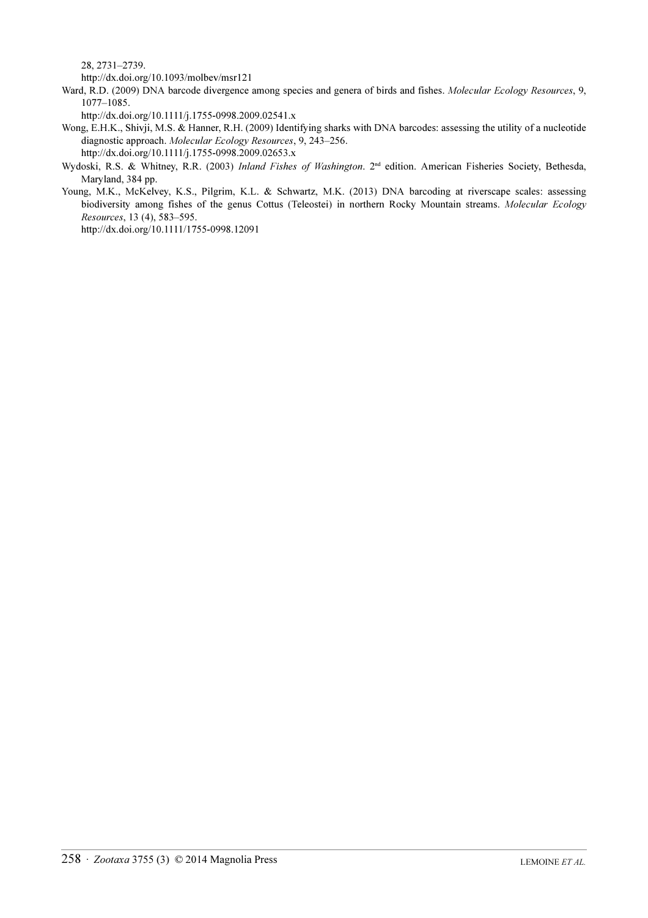28, 2731–2739.
http://dx.doi.org/10.1093/molbev/msr121

Ward, R.D. (2009) DNA barcode divergence among species and genera of birds and fishes. *Molecular Ecology Resources*, 9, 1077–1085.
http://dx.doi.org/10.1111/j.1755-0998.2009.02541.x

Wong, E.H.K., Shivji, M.S. & Hanner, R.H. (2009) Identifying sharks with DNA barcodes: assessing the utility of a nucleotide diagnostic approach. *Molecular Ecology Resources*, 9, 243–256.
http://dx.doi.org/10.1111/j.1755-0998.2009.02653.x

Wydoski, R.S. & Whitney, R.R. (2003) *Inland Fishes of Washington*. 2nd edition. American Fisheries Society, Bethesda, Maryland, 384 pp.

Young, M.K., McKelvey, K.S., Pilgrim, K.L. & Schwartz, M.K. (2013) DNA barcoding at riverscape scales: assessing biodiversity among fishes of the genus Cottus (Teleostei) in northern Rocky Mountain streams. *Molecular Ecology Resources*, 13 (4), 583–595.
http://dx.doi.org/10.1111/1755-0998.12091